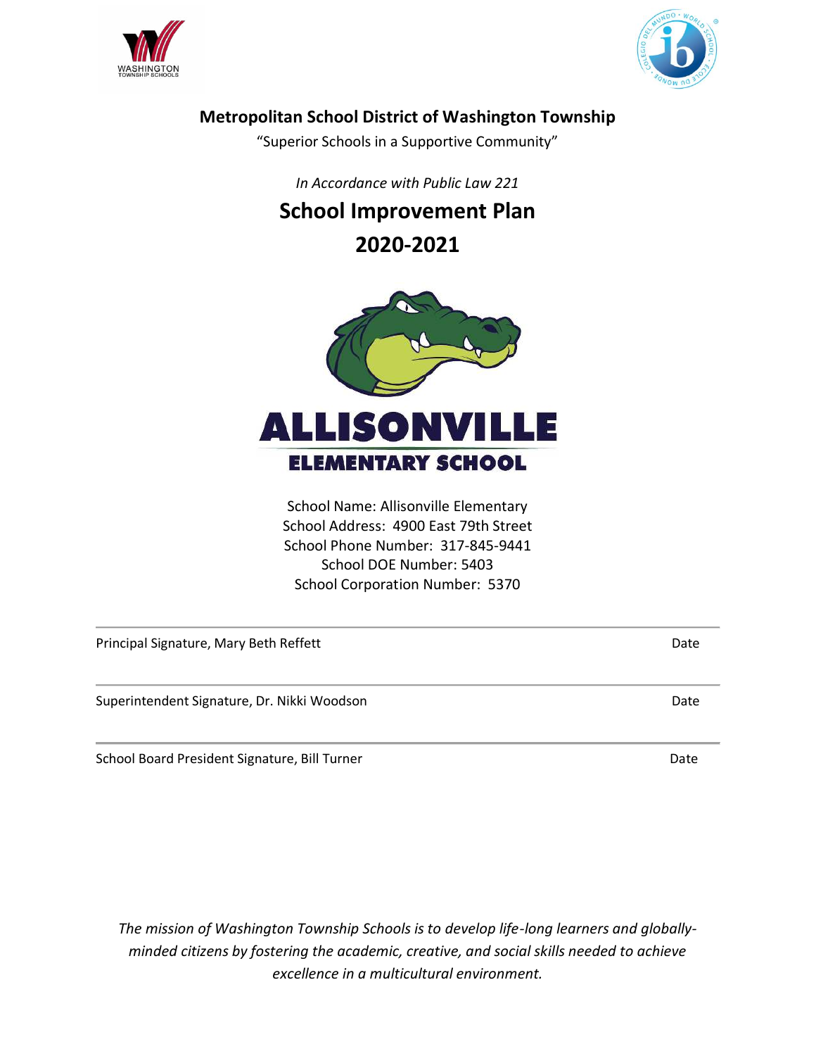# Metropolitan School District of Washington Township

"Superior Schools in a Supportive Community"

*In Accordance with Public Law 221*

## School Improvement Plan

## 2020-2021

School Name: Allisonville Elementary
School Address: 4900 East 79th Street
School Phone Number: 317-845-9441
School DOE Number: 5403
School Corporation Number: 5370

| | |
|---|---|
| Principal Signature, Mary Beth Reffett | Date |
| Superintendent Signature, Dr. Nikki Woodson | Date |
| School Board President Signature, Bill Turner | Date |

*The mission of Washington Township Schools is to develop life-long learners and globally-minded citizens by fostering the academic, creative, and social skills needed to achieve excellence in a multicultural environment.*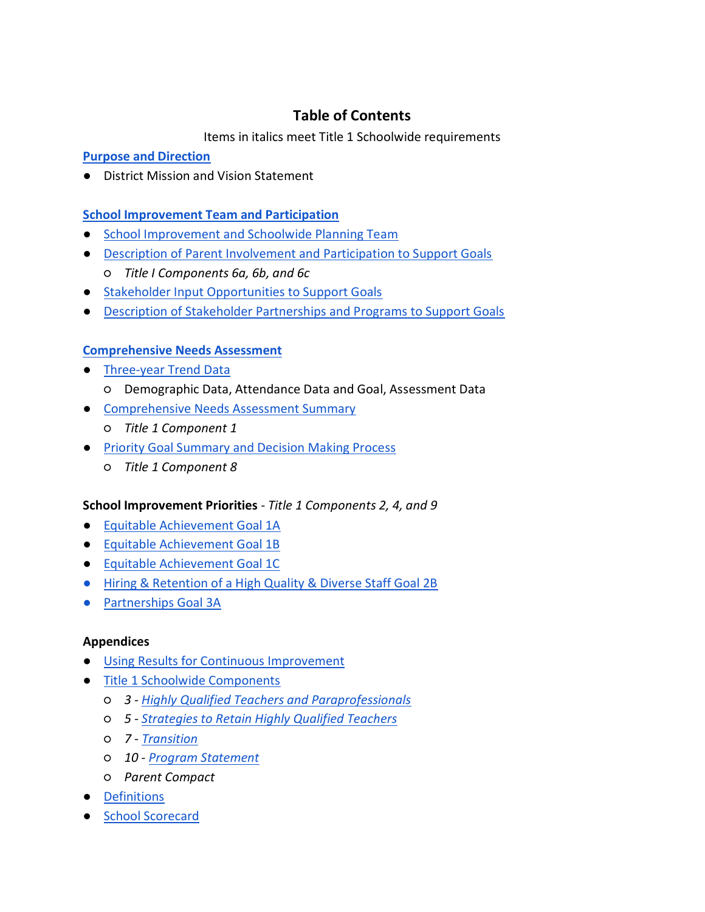# Table of Contents

Items in italics meet Title 1 Schoolwide requirements

**Purpose and Direction**

- District Mission and Vision Statement

**School Improvement Team and Participation**

- School Improvement and Schoolwide Planning Team
- Description of Parent Involvement and Participation to Support Goals
  - *Title I Components 6a, 6b, and 6c*
- Stakeholder Input Opportunities to Support Goals
- Description of Stakeholder Partnerships and Programs to Support Goals

**Comprehensive Needs Assessment**

- Three-year Trend Data
  - Demographic Data, Attendance Data and Goal, Assessment Data
- Comprehensive Needs Assessment Summary
  - *Title 1 Component 1*
- Priority Goal Summary and Decision Making Process
  - *Title 1 Component 8*

**School Improvement Priorities** - *Title 1 Components 2, 4, and 9*

- Equitable Achievement Goal 1A
- Equitable Achievement Goal 1B
- Equitable Achievement Goal 1C
- Hiring & Retention of a High Quality & Diverse Staff Goal 2B
- Partnerships Goal 3A

**Appendices**

- Using Results for Continuous Improvement
- Title 1 Schoolwide Components
  - *3 - Highly Qualified Teachers and Paraprofessionals*
  - *5 - Strategies to Retain Highly Qualified Teachers*
  - *7 - Transition*
  - *10 - Program Statement*
  - *Parent Compact*
- Definitions
- School Scorecard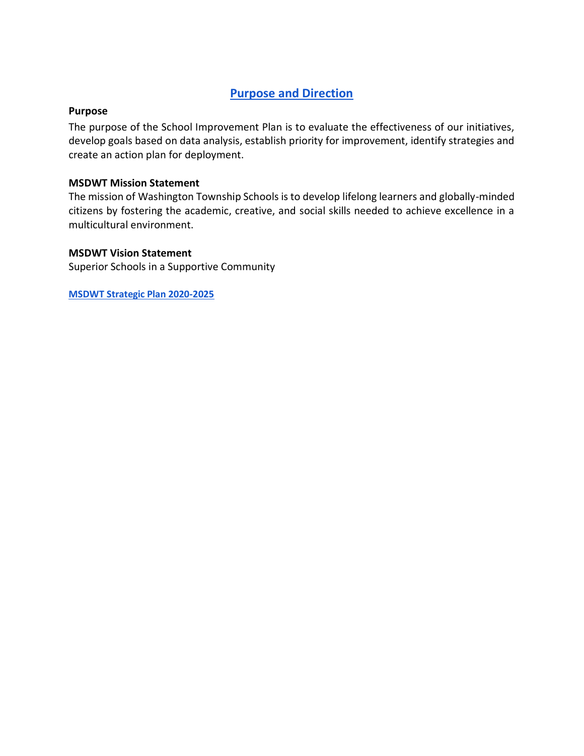# Purpose and Direction

**Purpose**

The purpose of the School Improvement Plan is to evaluate the effectiveness of our initiatives, develop goals based on data analysis, establish priority for improvement, identify strategies and create an action plan for deployment.

**MSDWT Mission Statement**

The mission of Washington Township Schools is to develop lifelong learners and globally-minded citizens by fostering the academic, creative, and social skills needed to achieve excellence in a multicultural environment.

**MSDWT Vision Statement**

Superior Schools in a Supportive Community

**MSDWT Strategic Plan 2020-2025**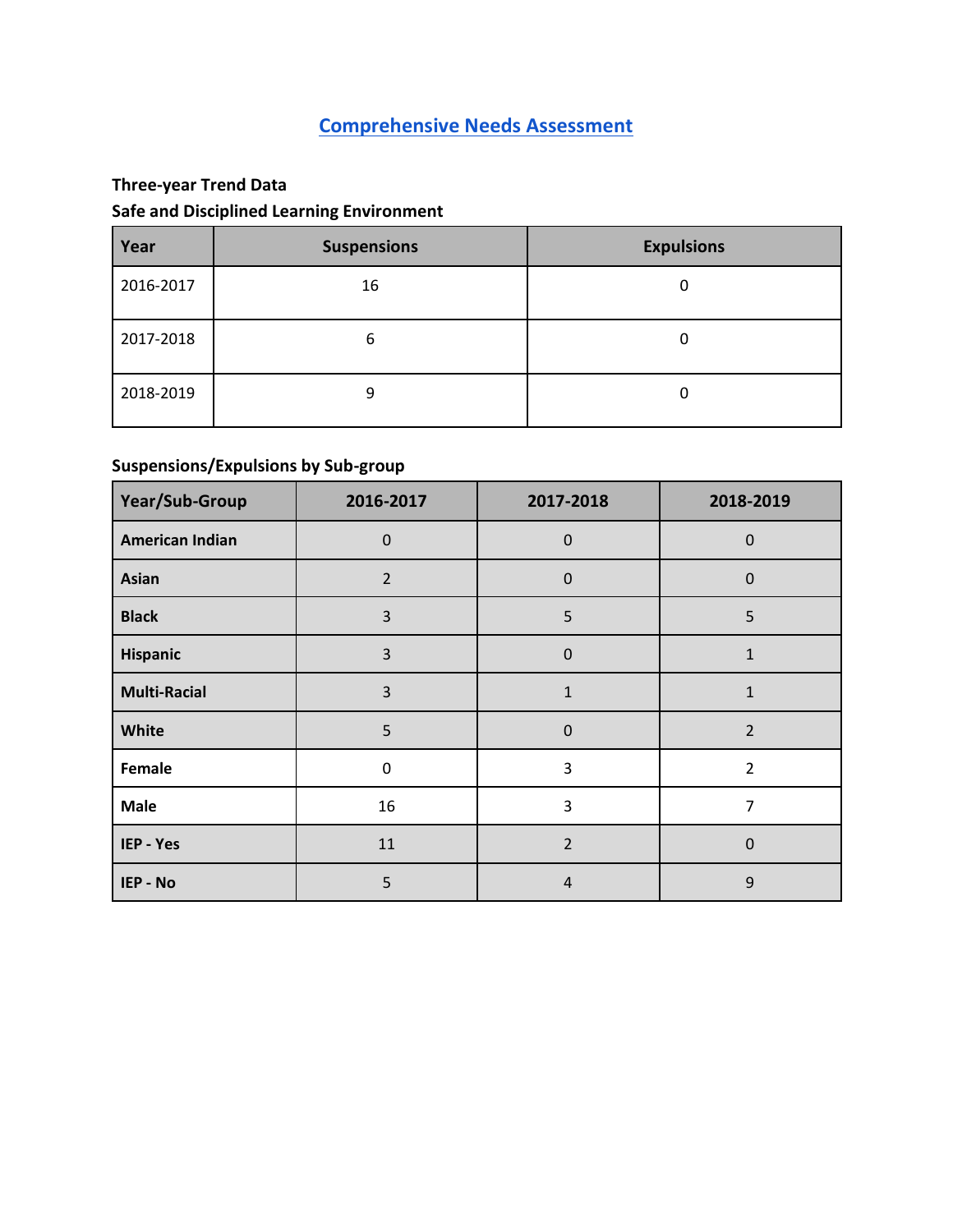# Comprehensive Needs Assessment

**Three-year Trend Data**

**Safe and Disciplined Learning Environment**

| Year | Suspensions | Expulsions |
|---|---|---|
| 2016-2017 | 16 | 0 |
| 2017-2018 | 6 | 0 |
| 2018-2019 | 9 | 0 |

**Suspensions/Expulsions by Sub-group**

| Year/Sub-Group | 2016-2017 | 2017-2018 | 2018-2019 |
|---|---|---|---|
| **American Indian** | 0 | 0 | 0 |
| **Asian** | 2 | 0 | 0 |
| **Black** | 3 | 5 | 5 |
| **Hispanic** | 3 | 0 | 1 |
| **Multi-Racial** | 3 | 1 | 1 |
| **White** | 5 | 0 | 2 |
| **Female** | 0 | 3 | 2 |
| **Male** | 16 | 3 | 7 |
| **IEP - Yes** | 11 | 2 | 0 |
| **IEP - No** | 5 | 4 | 9 |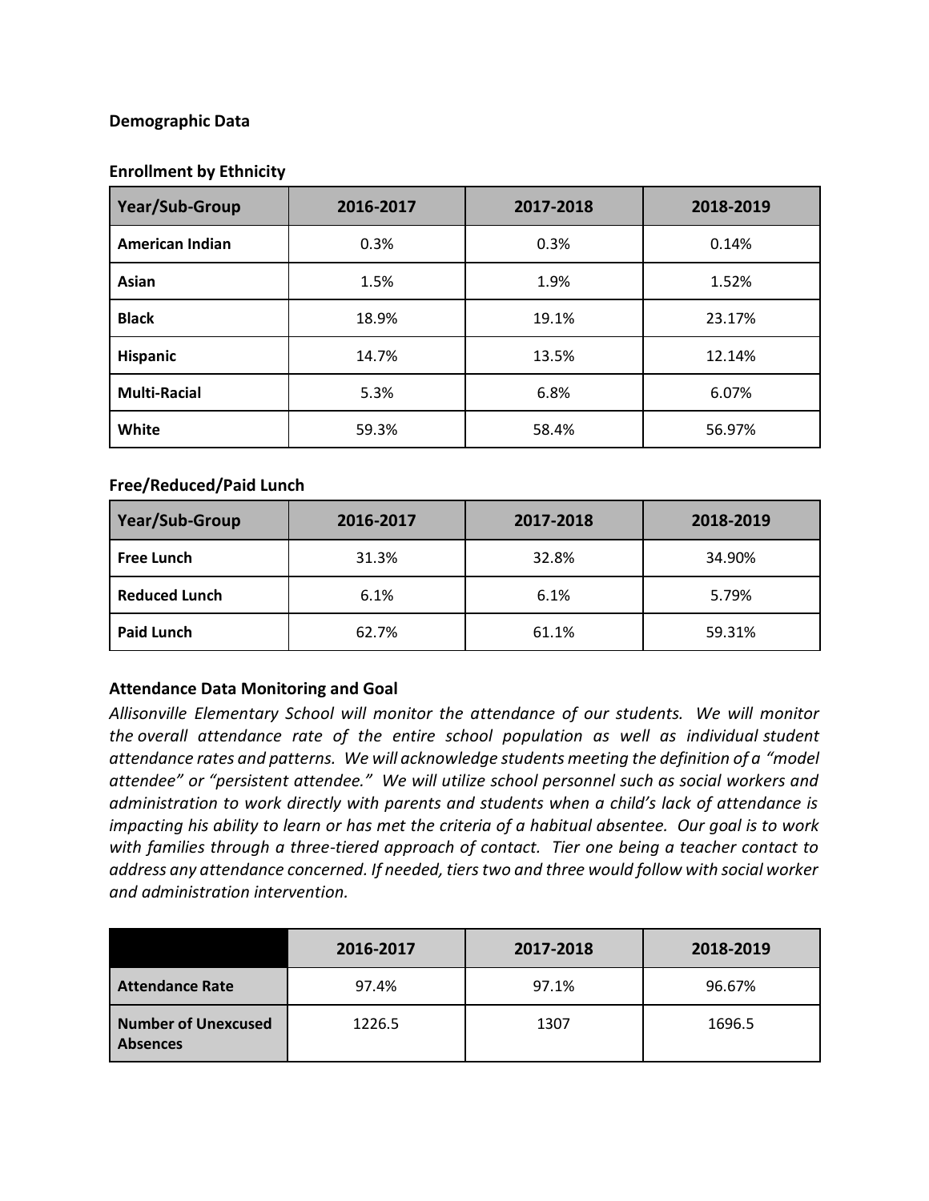### Demographic Data

#### Enrollment by Ethnicity

| Year/Sub-Group | 2016-2017 | 2017-2018 | 2018-2019 |
|---|---|---|---|
| **American Indian** | 0.3% | 0.3% | 0.14% |
| **Asian** | 1.5% | 1.9% | 1.52% |
| **Black** | 18.9% | 19.1% | 23.17% |
| **Hispanic** | 14.7% | 13.5% | 12.14% |
| **Multi-Racial** | 5.3% | 6.8% | 6.07% |
| **White** | 59.3% | 58.4% | 56.97% |

#### Free/Reduced/Paid Lunch

| Year/Sub-Group | 2016-2017 | 2017-2018 | 2018-2019 |
|---|---|---|---|
| **Free Lunch** | 31.3% | 32.8% | 34.90% |
| **Reduced Lunch** | 6.1% | 6.1% | 5.79% |
| **Paid Lunch** | 62.7% | 61.1% | 59.31% |

#### Attendance Data Monitoring and Goal

*Allisonville Elementary School will monitor the attendance of our students. We will monitor the overall attendance rate of the entire school population as well as individual student attendance rates and patterns. We will acknowledge students meeting the definition of a "model attendee" or "persistent attendee." We will utilize school personnel such as social workers and administration to work directly with parents and students when a child's lack of attendance is impacting his ability to learn or has met the criteria of a habitual absentee. Our goal is to work with families through a three-tiered approach of contact. Tier one being a teacher contact to address any attendance concerned. If needed, tiers two and three would follow with social worker and administration intervention.*

| | 2016-2017 | 2017-2018 | 2018-2019 |
|---|---|---|---|
| **Attendance Rate** | 97.4% | 97.1% | 96.67% |
| **Number of Unexcused Absences** | 1226.5 | 1307 | 1696.5 |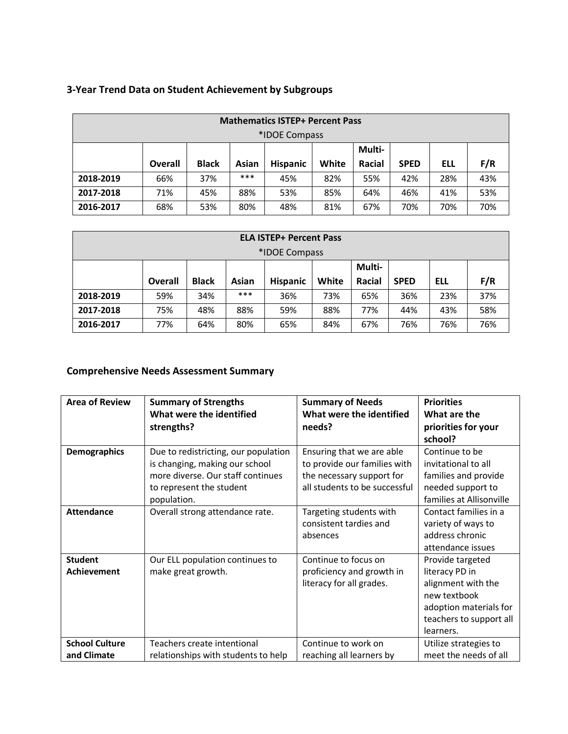## 3-Year Trend Data on Student Achievement by Subgroups

| Mathematics ISTEP+ Percent Pass *IDOE Compass | | | | | | | | | |
|---|---|---|---|---|---|---|---|---|---|
| | Overall | Black | Asian | Hispanic | White | Multi-Racial | SPED | ELL | F/R |
| 2018-2019 | 66% | 37% | *** | 45% | 82% | 55% | 42% | 28% | 43% |
| 2017-2018 | 71% | 45% | 88% | 53% | 85% | 64% | 46% | 41% | 53% |
| 2016-2017 | 68% | 53% | 80% | 48% | 81% | 67% | 70% | 70% | 70% |

| ELA ISTEP+ Percent Pass *IDOE Compass | | | | | | | | | |
|---|---|---|---|---|---|---|---|---|---|
| | Overall | Black | Asian | Hispanic | White | Multi-Racial | SPED | ELL | F/R |
| 2018-2019 | 59% | 34% | *** | 36% | 73% | 65% | 36% | 23% | 37% |
| 2017-2018 | 75% | 48% | 88% | 59% | 88% | 77% | 44% | 43% | 58% |
| 2016-2017 | 77% | 64% | 80% | 65% | 84% | 67% | 76% | 76% | 76% |

## Comprehensive Needs Assessment Summary

| Area of Review | Summary of Strengths What were the identified strengths? | Summary of Needs What were the identified needs? | Priorities What are the priorities for your school? |
|---|---|---|---|
| **Demographics** | Due to redistricting, our population is changing, making our school more diverse. Our staff continues to represent the student population. | Ensuring that we are able to provide our families with the necessary support for all students to be successful | Continue to be invitational to all families and provide needed support to families at Allisonville |
| **Attendance** | Overall strong attendance rate. | Targeting students with consistent tardies and absences | Contact families in a variety of ways to address chronic attendance issues |
| **Student Achievement** | Our ELL population continues to make great growth. | Continue to focus on proficiency and growth in literacy for all grades. | Provide targeted literacy PD in alignment with the new textbook adoption materials for teachers to support all learners. |
| **School Culture and Climate** | Teachers create intentional relationships with students to help | Continue to work on reaching all learners by | Utilize strategies to meet the needs of all |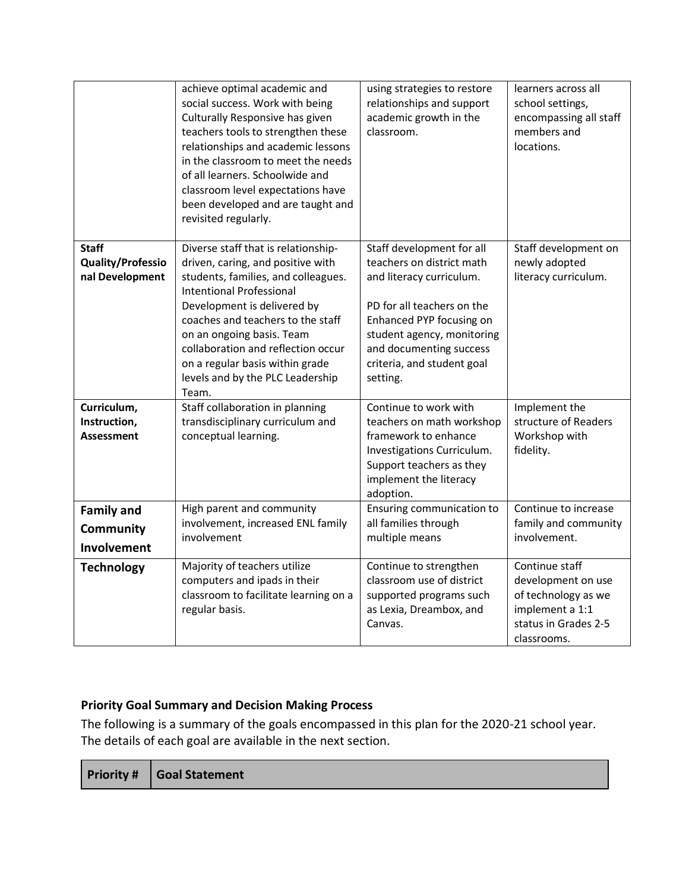| | | | |
|---|---|---|---|
| | achieve optimal academic and social success. Work with being Culturally Responsive has given teachers tools to strengthen these relationships and academic lessons in the classroom to meet the needs of all learners. Schoolwide and classroom level expectations have been developed and are taught and revisited regularly. | using strategies to restore relationships and support academic growth in the classroom. | learners across all school settings, encompassing all staff members and locations. |
| **Staff Quality/Professional Development** | Diverse staff that is relationship-driven, caring, and positive with students, families, and colleagues. Intentional Professional Development is delivered by coaches and teachers to the staff on an ongoing basis. Team collaboration and reflection occur on a regular basis within grade levels and by the PLC Leadership Team. | Staff development for all teachers on district math and literacy curriculum.<br><br>PD for all teachers on the Enhanced PYP focusing on student agency, monitoring and documenting success criteria, and student goal setting. | Staff development on newly adopted literacy curriculum. |
| **Curriculum, Instruction, Assessment** | Staff collaboration in planning transdisciplinary curriculum and conceptual learning. | Continue to work with teachers on math workshop framework to enhance Investigations Curriculum. Support teachers as they implement the literacy adoption. | Implement the structure of Readers Workshop with fidelity. |
| **Family and Community Involvement** | High parent and community involvement, increased ENL family involvement | Ensuring communication to all families through multiple means | Continue to increase family and community involvement. |
| **Technology** | Majority of teachers utilize computers and ipads in their classroom to facilitate learning on a regular basis. | Continue to strengthen classroom use of district supported programs such as Lexia, Dreambox, and Canvas. | Continue staff development on use of technology as we implement a 1:1 status in Grades 2-5 classrooms. |

**Priority Goal Summary and Decision Making Process**

The following is a summary of the goals encompassed in this plan for the 2020-21 school year. The details of each goal are available in the next section.

| Priority # | Goal Statement |
|---|---|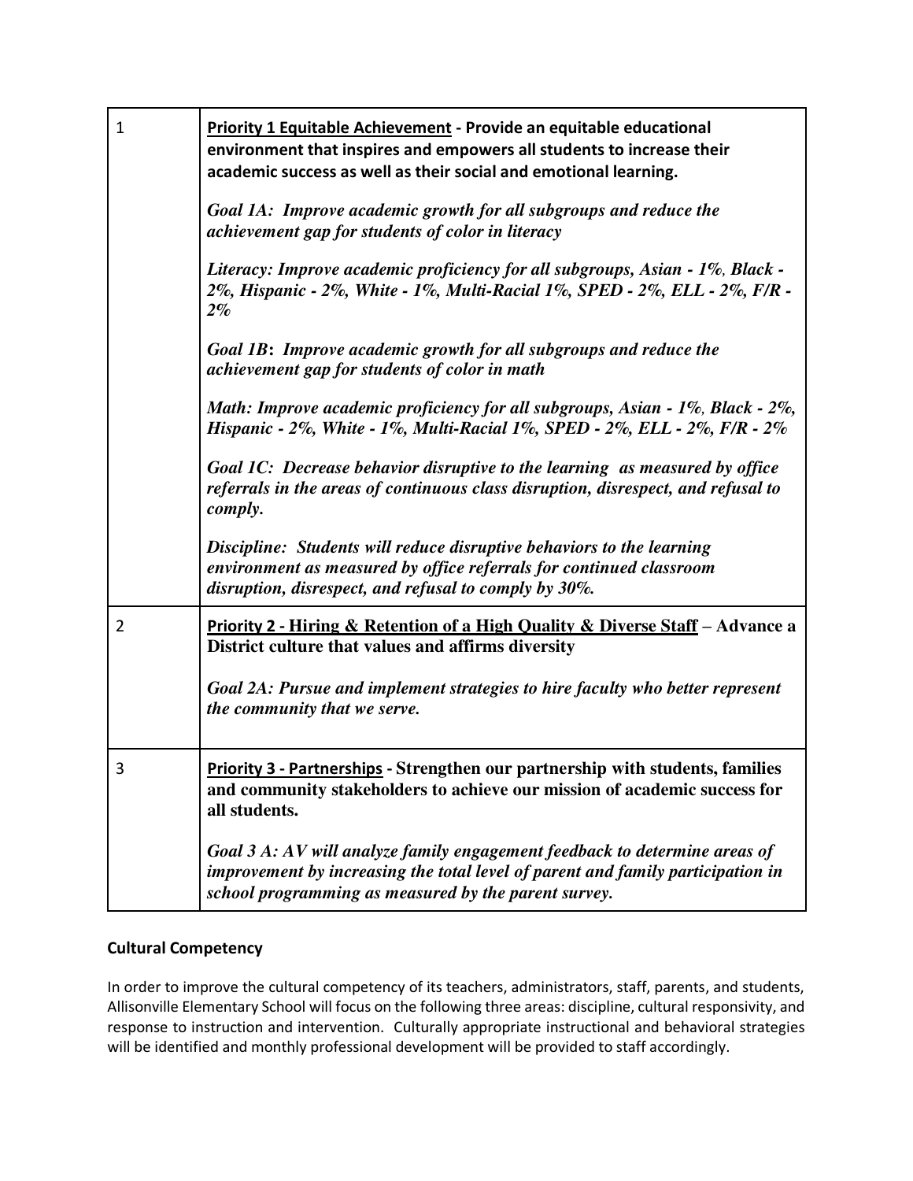| | |
|---|---|
| 1 | **<u>Priority 1 Equitable Achievement</u> - Provide an equitable educational environment that inspires and empowers all students to increase their academic success as well as their social and emotional learning.**<br><br>***Goal 1A: Improve academic growth for all subgroups and reduce the achievement gap for students of color in literacy***<br><br>***Literacy: Improve academic proficiency for all subgroups, Asian - 1%, Black - 2%, Hispanic - 2%, White - 1%, Multi-Racial 1%, SPED - 2%, ELL - 2%, F/R - 2%***<br><br>***Goal 1B: Improve academic growth for all subgroups and reduce the achievement gap for students of color in math***<br><br>***Math: Improve academic proficiency for all subgroups, Asian - 1%, Black - 2%, Hispanic - 2%, White - 1%, Multi-Racial 1%, SPED - 2%, ELL - 2%, F/R - 2%***<br><br>***Goal 1C: Decrease behavior disruptive to the learning as measured by office referrals in the areas of continuous class disruption, disrespect, and refusal to comply.***<br><br>***Discipline: Students will reduce disruptive behaviors to the learning environment as measured by office referrals for continued classroom disruption, disrespect, and refusal to comply by 30%.*** |
| 2 | **<u>Priority 2 - Hiring & Retention of a High Quality & Diverse Staff</u> – Advance a District culture that values and affirms diversity**<br><br>***Goal 2A: Pursue and implement strategies to hire faculty who better represent the community that we serve.*** |
| 3 | **<u>Priority 3 - Partnerships</u> - Strengthen our partnership with students, families and community stakeholders to achieve our mission of academic success for all students.**<br><br>***Goal 3 A: AV will analyze family engagement feedback to determine areas of improvement by increasing the total level of parent and family participation in school programming as measured by the parent survey.*** |

## Cultural Competency

In order to improve the cultural competency of its teachers, administrators, staff, parents, and students, Allisonville Elementary School will focus on the following three areas: discipline, cultural responsivity, and response to instruction and intervention. Culturally appropriate instructional and behavioral strategies will be identified and monthly professional development will be provided to staff accordingly.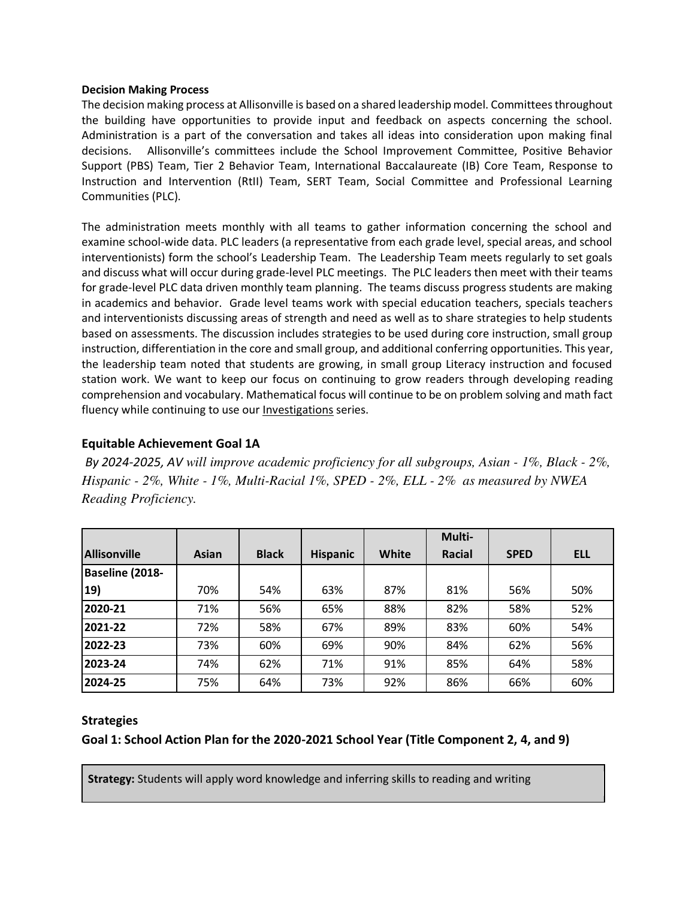**Decision Making Process**

The decision making process at Allisonville is based on a shared leadership model. Committees throughout the building have opportunities to provide input and feedback on aspects concerning the school. Administration is a part of the conversation and takes all ideas into consideration upon making final decisions. Allisonville's committees include the School Improvement Committee, Positive Behavior Support (PBS) Team, Tier 2 Behavior Team, International Baccalaureate (IB) Core Team, Response to Instruction and Intervention (RtII) Team, SERT Team, Social Committee and Professional Learning Communities (PLC).

The administration meets monthly with all teams to gather information concerning the school and examine school-wide data. PLC leaders (a representative from each grade level, special areas, and school interventionists) form the school's Leadership Team. The Leadership Team meets regularly to set goals and discuss what will occur during grade-level PLC meetings. The PLC leaders then meet with their teams for grade-level PLC data driven monthly team planning. The teams discuss progress students are making in academics and behavior. Grade level teams work with special education teachers, specials teachers and interventionists discussing areas of strength and need as well as to share strategies to help students based on assessments. The discussion includes strategies to be used during core instruction, small group instruction, differentiation in the core and small group, and additional conferring opportunities. This year, the leadership team noted that students are growing, in small group Literacy instruction and focused station work. We want to keep our focus on continuing to grow readers through developing reading comprehension and vocabulary. Mathematical focus will continue to be on problem solving and math fact fluency while continuing to use our Investigations series.

### Equitable Achievement Goal 1A

*By 2024-2025, AV will improve academic proficiency for all subgroups, Asian - 1%, Black - 2%, Hispanic - 2%, White - 1%, Multi-Racial 1%, SPED - 2%, ELL - 2% as measured by NWEA Reading Proficiency.*

| Allisonville | Asian | Black | Hispanic | White | Multi-Racial | SPED | ELL |
|---|---|---|---|---|---|---|---|
| Baseline (2018-19) | 70% | 54% | 63% | 87% | 81% | 56% | 50% |
| 2020-21 | 71% | 56% | 65% | 88% | 82% | 58% | 52% |
| 2021-22 | 72% | 58% | 67% | 89% | 83% | 60% | 54% |
| 2022-23 | 73% | 60% | 69% | 90% | 84% | 62% | 56% |
| 2023-24 | 74% | 62% | 71% | 91% | 85% | 64% | 58% |
| 2024-25 | 75% | 64% | 73% | 92% | 86% | 66% | 60% |

### Strategies

**Goal 1: School Action Plan for the 2020-2021 School Year (Title Component 2, 4, and 9)**

**Strategy:** Students will apply word knowledge and inferring skills to reading and writing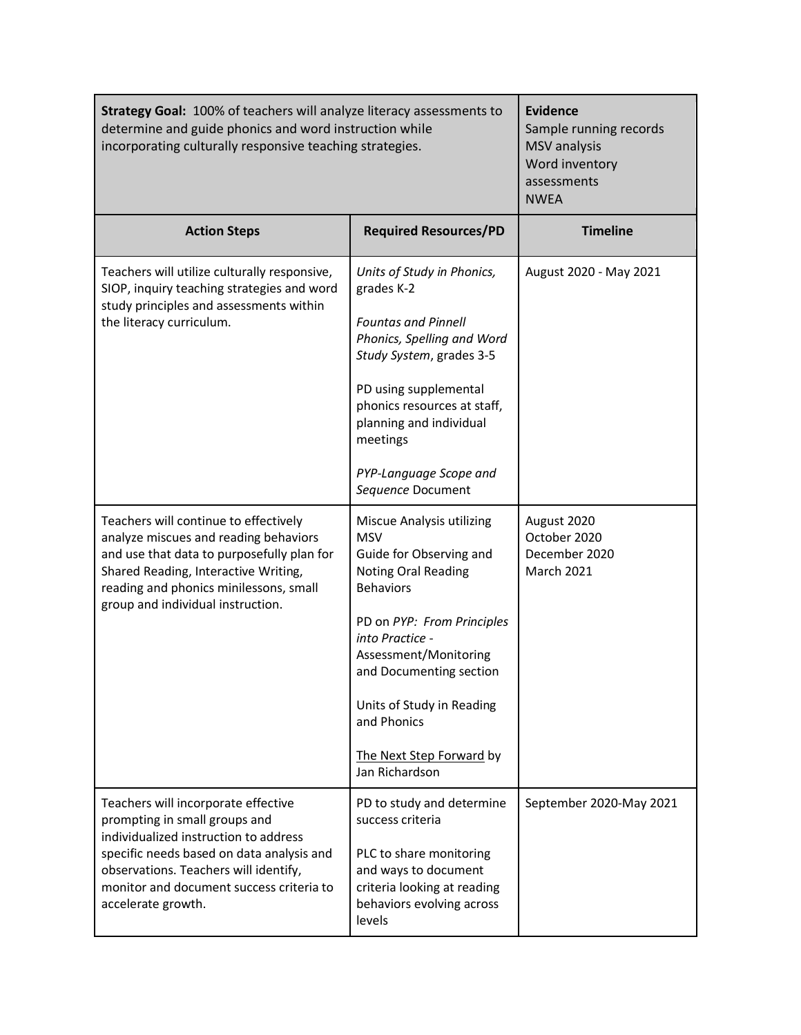| **Strategy Goal:** 100% of teachers will analyze literacy assessments to determine and guide phonics and word instruction while incorporating culturally responsive teaching strategies. | | **Evidence**<br>Sample running records<br>MSV analysis<br>Word inventory assessments<br>NWEA |
|---|---|---|
| **Action Steps** | **Required Resources/PD** | **Timeline** |
| Teachers will utilize culturally responsive, SIOP, inquiry teaching strategies and word study principles and assessments within the literacy curriculum. | *Units of Study in Phonics,* grades K-2<br><br>*Fountas and Pinnell Phonics, Spelling and Word Study System*, grades 3-5<br><br>PD using supplemental phonics resources at staff, planning and individual meetings<br><br>*PYP-Language Scope and Sequence* Document | August 2020 - May 2021 |
| Teachers will continue to effectively analyze miscues and reading behaviors and use that data to purposefully plan for Shared Reading, Interactive Writing, reading and phonics minilessons, small group and individual instruction. | Miscue Analysis utilizing MSV<br>Guide for Observing and Noting Oral Reading Behaviors<br><br>PD on *PYP: From Principles into Practice* - Assessment/Monitoring and Documenting section<br><br>Units of Study in Reading and Phonics<br><br>The Next Step Forward by Jan Richardson | August 2020<br>October 2020<br>December 2020<br>March 2021 |
| Teachers will incorporate effective prompting in small groups and individualized instruction to address specific needs based on data analysis and observations. Teachers will identify, monitor and document success criteria to accelerate growth. | PD to study and determine success criteria<br><br>PLC to share monitoring and ways to document criteria looking at reading behaviors evolving across levels | September 2020-May 2021 |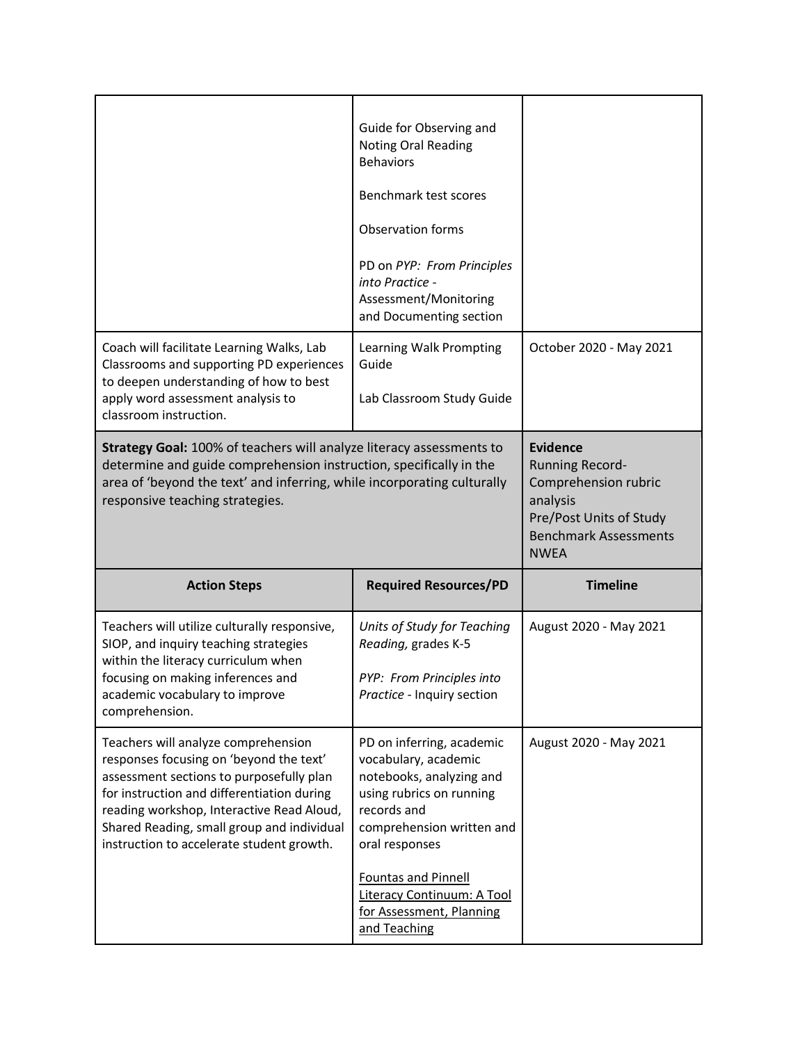| | | |
|---|---|---|
| | Guide for Observing and Noting Oral Reading Behaviors<br><br>Benchmark test scores<br><br>Observation forms<br><br>PD on *PYP: From Principles into Practice* - Assessment/Monitoring and Documenting section | |
| Coach will facilitate Learning Walks, Lab Classrooms and supporting PD experiences to deepen understanding of how to best apply word assessment analysis to classroom instruction. | Learning Walk Prompting Guide<br><br>Lab Classroom Study Guide | October 2020 - May 2021 |

| **Strategy Goal:** 100% of teachers will analyze literacy assessments to determine and guide comprehension instruction, specifically in the area of 'beyond the text' and inferring, while incorporating culturally responsive teaching strategies. | | **Evidence**<br>Running Record- Comprehension rubric analysis<br>Pre/Post Units of Study Benchmark Assessments<br>NWEA |
|---|---|---|
| **Action Steps** | **Required Resources/PD** | **Timeline** |
| Teachers will utilize culturally responsive, SIOP, and inquiry teaching strategies within the literacy curriculum when focusing on making inferences and academic vocabulary to improve comprehension. | *Units of Study for Teaching Reading,* grades K-5<br><br>*PYP: From Principles into Practice* - Inquiry section | August 2020 - May 2021 |
| Teachers will analyze comprehension responses focusing on 'beyond the text' assessment sections to purposefully plan for instruction and differentiation during reading workshop, Interactive Read Aloud, Shared Reading, small group and individual instruction to accelerate student growth. | PD on inferring, academic vocabulary, academic notebooks, analyzing and using rubrics on running records and comprehension written and oral responses<br><br>Fountas and Pinnell Literacy Continuum: A Tool for Assessment, Planning and Teaching | August 2020 - May 2021 |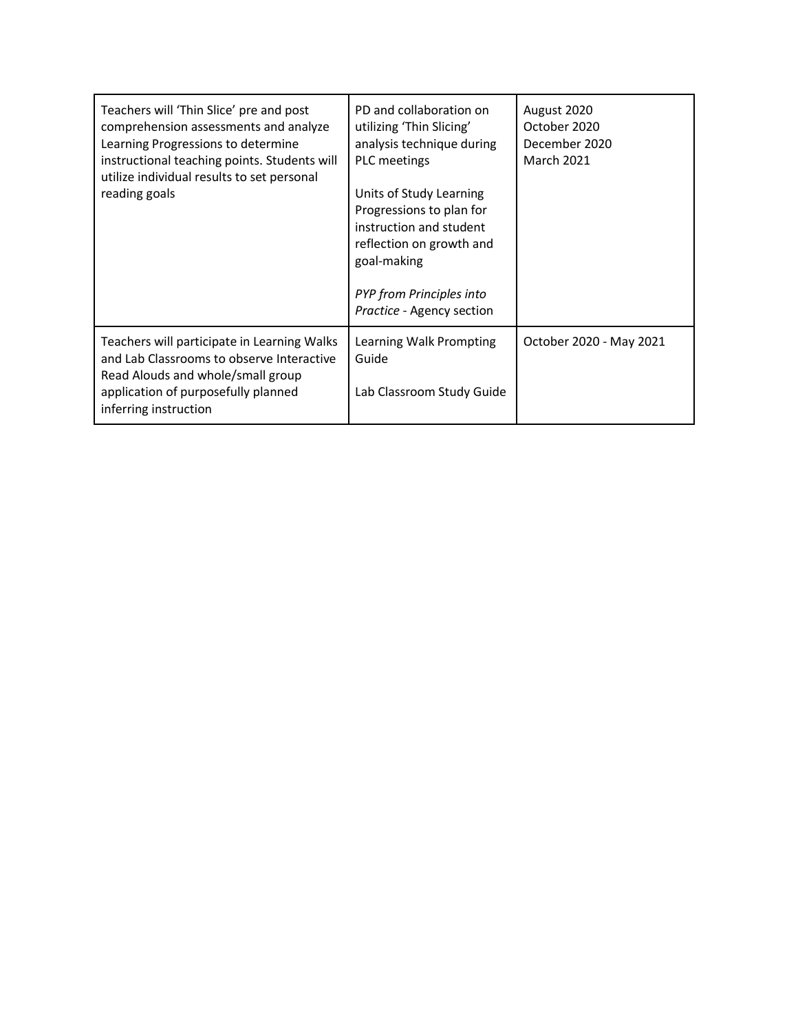| | | |
|---|---|---|
| Teachers will 'Thin Slice' pre and post comprehension assessments and analyze Learning Progressions to determine instructional teaching points. Students will utilize individual results to set personal reading goals | PD and collaboration on utilizing 'Thin Slicing' analysis technique during PLC meetings<br><br>Units of Study Learning Progressions to plan for instruction and student reflection on growth and goal-making<br><br>*PYP from Principles into Practice* - Agency section | August 2020<br>October 2020<br>December 2020<br>March 2021 |
| Teachers will participate in Learning Walks and Lab Classrooms to observe Interactive Read Alouds and whole/small group application of purposefully planned inferring instruction | Learning Walk Prompting Guide<br><br>Lab Classroom Study Guide | October 2020 - May 2021 |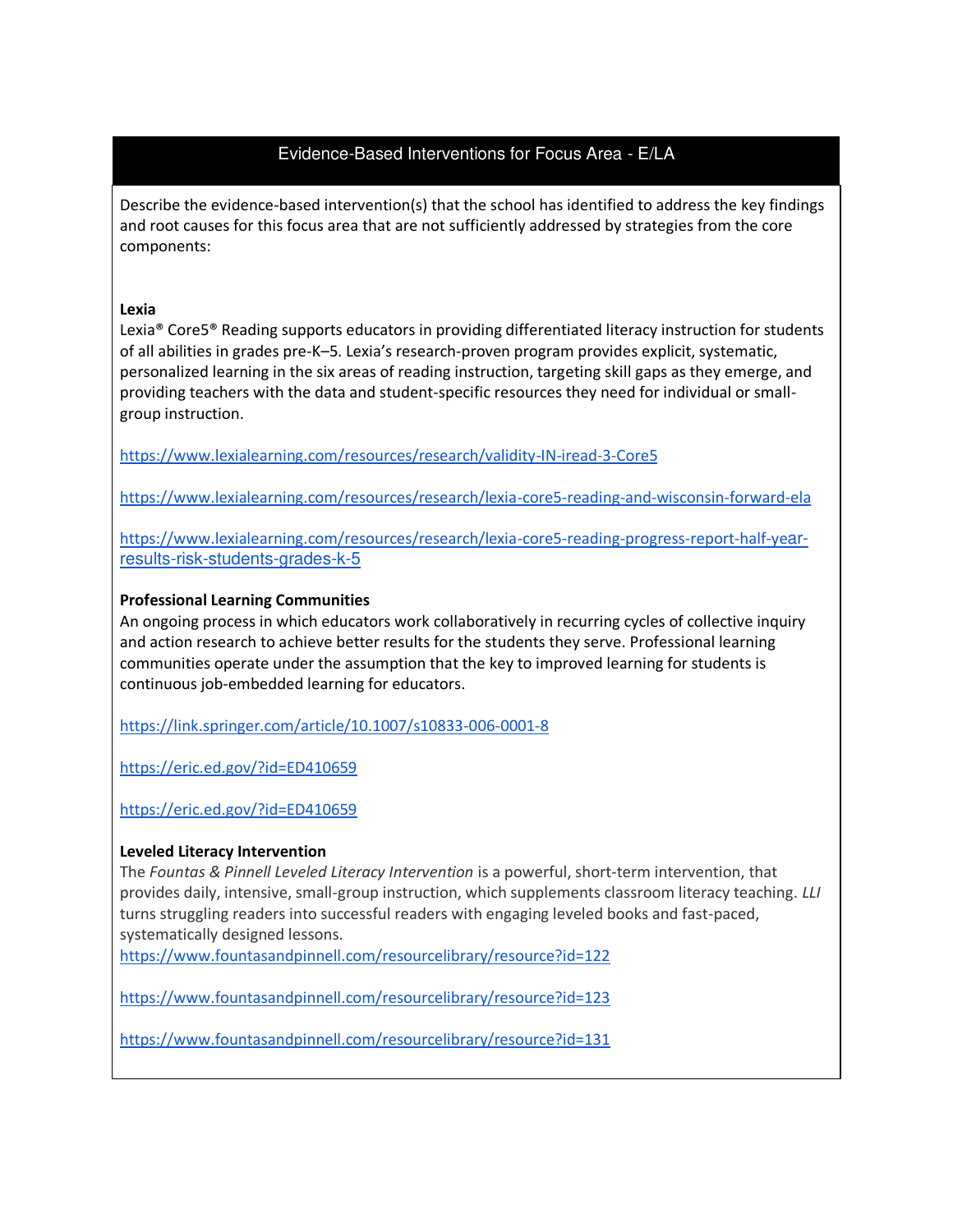## Evidence-Based Interventions for Focus Area - E/LA

Describe the evidence-based intervention(s) that the school has identified to address the key findings and root causes for this focus area that are not sufficiently addressed by strategies from the core components:

**Lexia**

Lexia® Core5® Reading supports educators in providing differentiated literacy instruction for students of all abilities in grades pre-K–5. Lexia's research-proven program provides explicit, systematic, personalized learning in the six areas of reading instruction, targeting skill gaps as they emerge, and providing teachers with the data and student-specific resources they need for individual or small-group instruction.

https://www.lexialearning.com/resources/research/validity-IN-iread-3-Core5

https://www.lexialearning.com/resources/research/lexia-core5-reading-and-wisconsin-forward-ela

https://www.lexialearning.com/resources/research/lexia-core5-reading-progress-report-half-year-results-risk-students-grades-k-5

**Professional Learning Communities**

An ongoing process in which educators work collaboratively in recurring cycles of collective inquiry and action research to achieve better results for the students they serve. Professional learning communities operate under the assumption that the key to improved learning for students is continuous job-embedded learning for educators.

https://link.springer.com/article/10.1007/s10833-006-0001-8

https://eric.ed.gov/?id=ED410659

https://eric.ed.gov/?id=ED410659

**Leveled Literacy Intervention**

The *Fountas & Pinnell Leveled Literacy Intervention* is a powerful, short-term intervention, that provides daily, intensive, small-group instruction, which supplements classroom literacy teaching. *LLI* turns struggling readers into successful readers with engaging leveled books and fast-paced, systematically designed lessons.

https://www.fountasandpinnell.com/resourcelibrary/resource?id=122

https://www.fountasandpinnell.com/resourcelibrary/resource?id=123

https://www.fountasandpinnell.com/resourcelibrary/resource?id=131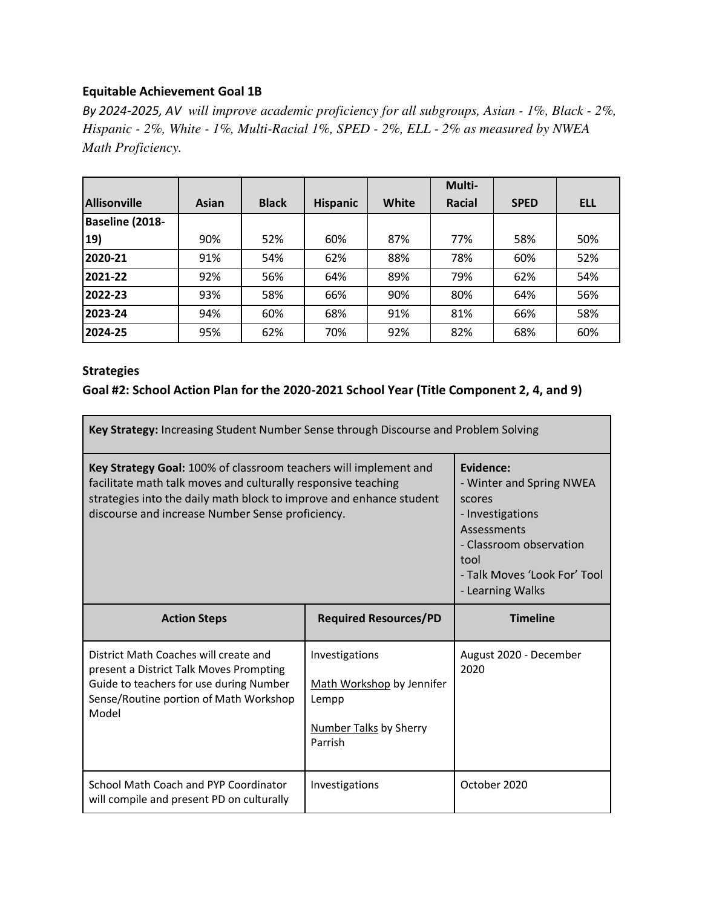**Equitable Achievement Goal 1B**

*By 2024-2025, AV  will improve academic proficiency for all subgroups, Asian - 1%, Black - 2%, Hispanic - 2%, White - 1%, Multi-Racial 1%, SPED - 2%, ELL - 2% as measured by NWEA Math Proficiency.*

| Allisonville | Asian | Black | Hispanic | White | Multi-Racial | SPED | ELL |
|---|---|---|---|---|---|---|---|
| **Baseline (2018-19)** | 90% | 52% | 60% | 87% | 77% | 58% | 50% |
| **2020-21** | 91% | 54% | 62% | 88% | 78% | 60% | 52% |
| **2021-22** | 92% | 56% | 64% | 89% | 79% | 62% | 54% |
| **2022-23** | 93% | 58% | 66% | 90% | 80% | 64% | 56% |
| **2023-24** | 94% | 60% | 68% | 91% | 81% | 66% | 58% |
| **2024-25** | 95% | 62% | 70% | 92% | 82% | 68% | 60% |

**Strategies**

**Goal #2: School Action Plan for the 2020-2021 School Year (Title Component 2, 4, and 9)**

| **Key Strategy:** Increasing Student Number Sense through Discourse and Problem Solving | | |
|---|---|---|
| **Key Strategy Goal:** 100% of classroom teachers will implement and facilitate math talk moves and culturally responsive teaching strategies into the daily math block to improve and enhance student discourse and increase Number Sense proficiency. | | **Evidence:**<br>- Winter and Spring NWEA scores<br>- Investigations Assessments<br>- Classroom observation tool<br>- Talk Moves 'Look For' Tool<br>- Learning Walks |
| **Action Steps** | **Required Resources/PD** | **Timeline** |
| District Math Coaches will create and present a District Talk Moves Prompting Guide to teachers for use during Number Sense/Routine portion of Math Workshop Model | Investigations<br><br>Math Workshop by Jennifer Lempp<br><br>Number Talks by Sherry Parrish | August 2020 - December 2020 |
| School Math Coach and PYP Coordinator will compile and present PD on culturally | Investigations | October 2020 |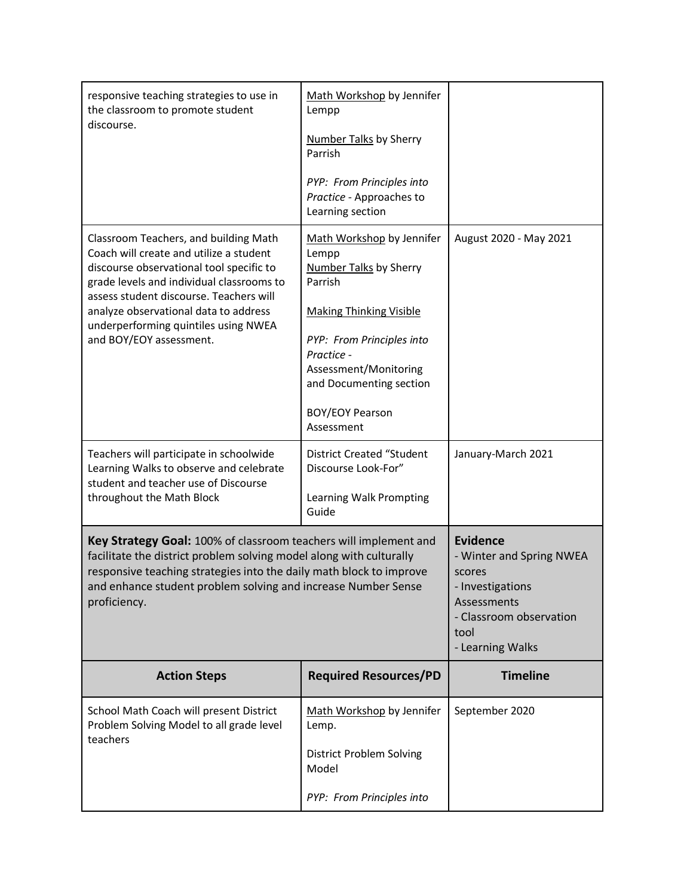| | | |
|---|---|---|
| responsive teaching strategies to use in the classroom to promote student discourse. | Math Workshop by Jennifer Lempp<br><br>Number Talks by Sherry Parrish<br><br>*PYP: From Principles into Practice* - Approaches to Learning section | |
| Classroom Teachers, and building Math Coach will create and utilize a student discourse observational tool specific to grade levels and individual classrooms to assess student discourse. Teachers will analyze observational data to address underperforming quintiles using NWEA and BOY/EOY assessment. | Math Workshop by Jennifer Lempp<br>Number Talks by Sherry Parrish<br><br>Making Thinking Visible<br><br>*PYP: From Principles into Practice* - Assessment/Monitoring and Documenting section<br><br>BOY/EOY Pearson Assessment | August 2020 - May 2021 |
| Teachers will participate in schoolwide Learning Walks to observe and celebrate student and teacher use of Discourse throughout the Math Block | District Created "Student Discourse Look-For"<br><br>Learning Walk Prompting Guide | January-March 2021 |
| **Key Strategy Goal:** 100% of classroom teachers will implement and facilitate the district problem solving model along with culturally responsive teaching strategies into the daily math block to improve and enhance student problem solving and increase Number Sense proficiency. | | **Evidence**<br>- Winter and Spring NWEA scores<br>- Investigations Assessments<br>- Classroom observation tool<br>- Learning Walks |
| **Action Steps** | **Required Resources/PD** | **Timeline** |
| School Math Coach will present District Problem Solving Model to all grade level teachers | Math Workshop by Jennifer Lemp.<br><br>District Problem Solving Model<br><br>*PYP: From Principles into* | September 2020 |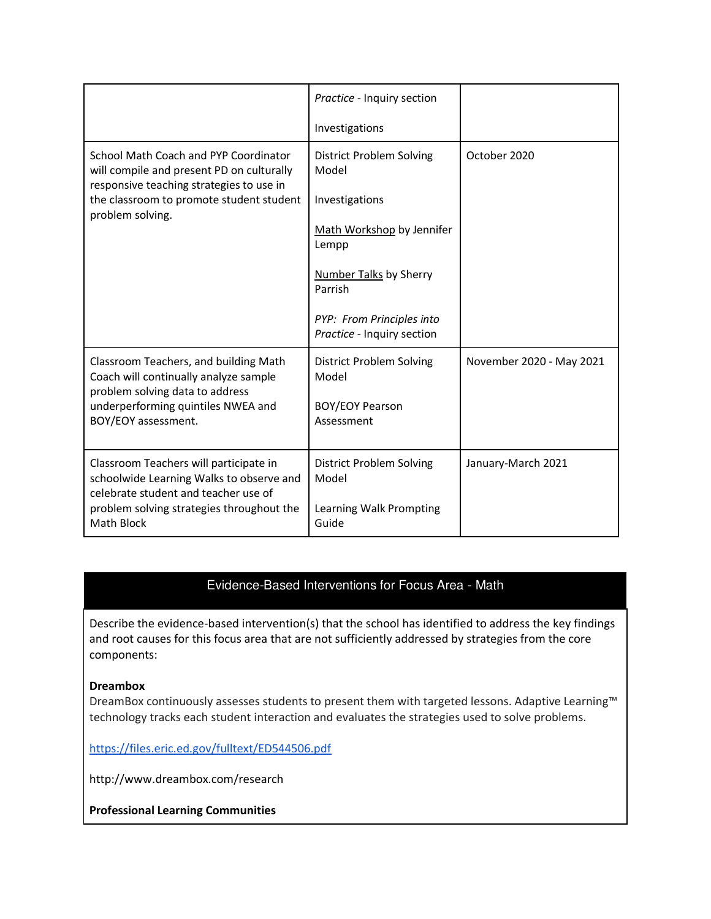| | | |
|---|---|---|
| | *Practice* - Inquiry section<br><br>Investigations | |
| School Math Coach and PYP Coordinator will compile and present PD on culturally responsive teaching strategies to use in the classroom to promote student student problem solving. | District Problem Solving Model<br><br>Investigations<br><br>Math Workshop by Jennifer Lempp<br><br>Number Talks by Sherry Parrish<br><br>*PYP: From Principles into Practice* - Inquiry section | October 2020 |
| Classroom Teachers, and building Math Coach will continually analyze sample problem solving data to address underperforming quintiles NWEA and BOY/EOY assessment. | District Problem Solving Model<br><br>BOY/EOY Pearson Assessment | November 2020 - May 2021 |
| Classroom Teachers will participate in schoolwide Learning Walks to observe and celebrate student and teacher use of problem solving strategies throughout the Math Block | District Problem Solving Model<br><br>Learning Walk Prompting Guide | January-March 2021 |

## Evidence-Based Interventions for Focus Area - Math

Describe the evidence-based intervention(s) that the school has identified to address the key findings and root causes for this focus area that are not sufficiently addressed by strategies from the core components:

**Dreambox**
DreamBox continuously assesses students to present them with targeted lessons. Adaptive Learning™ technology tracks each student interaction and evaluates the strategies used to solve problems.

https://files.eric.ed.gov/fulltext/ED544506.pdf

http://www.dreambox.com/research

**Professional Learning Communities**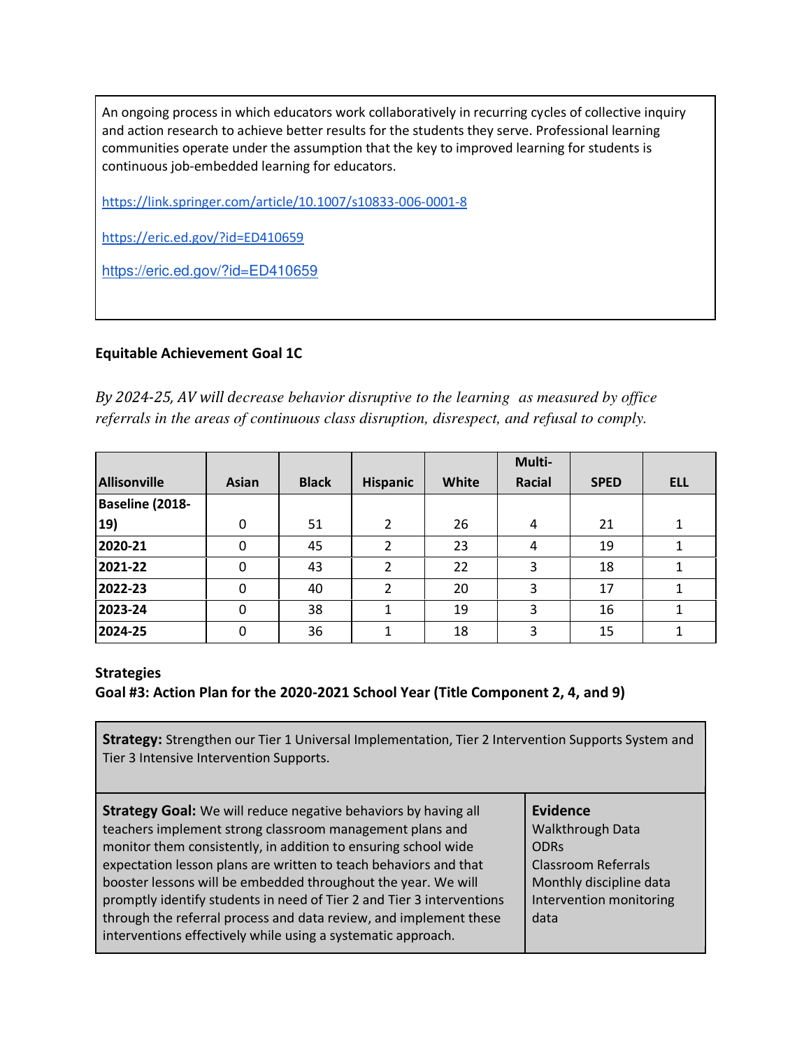An ongoing process in which educators work collaboratively in recurring cycles of collective inquiry and action research to achieve better results for the students they serve. Professional learning communities operate under the assumption that the key to improved learning for students is continuous job-embedded learning for educators.

https://link.springer.com/article/10.1007/s10833-006-0001-8

https://eric.ed.gov/?id=ED410659

https://eric.ed.gov/?id=ED410659

**Equitable Achievement Goal 1C**

*By 2024-25, AV will decrease behavior disruptive to the learning  as measured by office referrals in the areas of continuous class disruption, disrespect, and refusal to comply.*

| Allisonville | Asian | Black | Hispanic | White | Multi-Racial | SPED | ELL |
|---|---|---|---|---|---|---|---|
| **Baseline (2018-19)** | 0 | 51 | 2 | 26 | 4 | 21 | 1 |
| **2020-21** | 0 | 45 | 2 | 23 | 4 | 19 | 1 |
| **2021-22** | 0 | 43 | 2 | 22 | 3 | 18 | 1 |
| **2022-23** | 0 | 40 | 2 | 20 | 3 | 17 | 1 |
| **2023-24** | 0 | 38 | 1 | 19 | 3 | 16 | 1 |
| **2024-25** | 0 | 36 | 1 | 18 | 3 | 15 | 1 |

**Strategies**
**Goal #3: Action Plan for the 2020-2021 School Year (Title Component 2, 4, and 9)**

**Strategy:** Strengthen our Tier 1 Universal Implementation, Tier 2 Intervention Supports System and Tier 3 Intensive Intervention Supports.

| **Strategy Goal:** We will reduce negative behaviors by having all teachers implement strong classroom management plans and monitor them consistently, in addition to ensuring school wide expectation lesson plans are written to teach behaviors and that booster lessons will be embedded throughout the year. We will promptly identify students in need of Tier 2 and Tier 3 interventions through the referral process and data review, and implement these interventions effectively while using a systematic approach. | **Evidence**<br>Walkthrough Data<br>ODRs<br>Classroom Referrals<br>Monthly discipline data<br>Intervention monitoring data |
|---|---|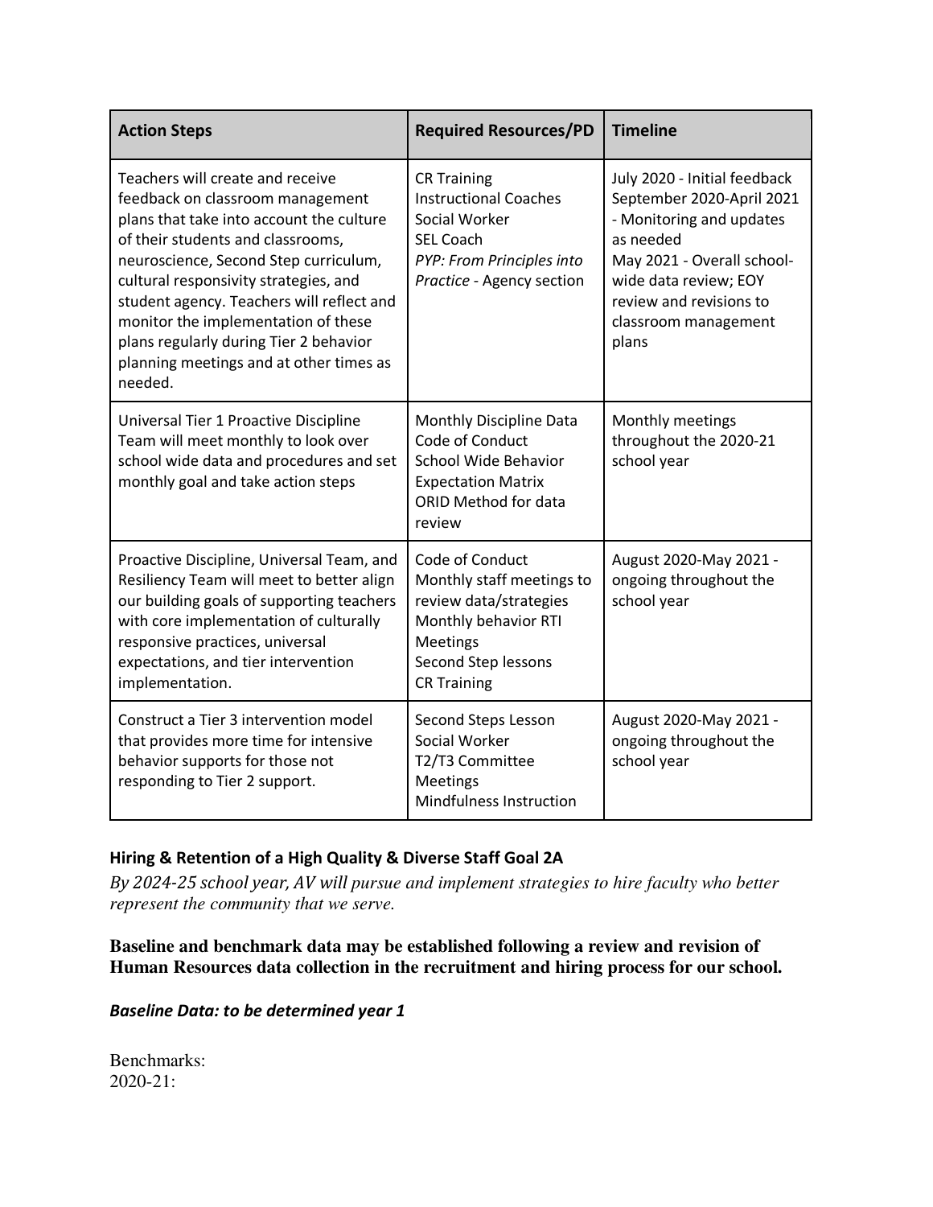| Action Steps | Required Resources/PD | Timeline |
|---|---|---|
| Teachers will create and receive feedback on classroom management plans that take into account the culture of their students and classrooms, neuroscience, Second Step curriculum, cultural responsivity strategies, and student agency. Teachers will reflect and monitor the implementation of these plans regularly during Tier 2 behavior planning meetings and at other times as needed. | CR Training<br>Instructional Coaches<br>Social Worker<br>SEL Coach<br>*PYP: From Principles into Practice* - Agency section | July 2020 - Initial feedback<br>September 2020-April 2021 - Monitoring and updates as needed<br>May 2021 - Overall school-wide data review; EOY review and revisions to classroom management plans |
| Universal Tier 1 Proactive Discipline Team will meet monthly to look over school wide data and procedures and set monthly goal and take action steps | Monthly Discipline Data<br>Code of Conduct<br>School Wide Behavior Expectation Matrix<br>ORID Method for data review | Monthly meetings throughout the 2020-21 school year |
| Proactive Discipline, Universal Team, and Resiliency Team will meet to better align our building goals of supporting teachers with core implementation of culturally responsive practices, universal expectations, and tier intervention implementation. | Code of Conduct<br>Monthly staff meetings to review data/strategies<br>Monthly behavior RTI Meetings<br>Second Step lessons<br>CR Training | August 2020-May 2021 - ongoing throughout the school year |
| Construct a Tier 3 intervention model that provides more time for intensive behavior supports for those not responding to Tier 2 support. | Second Steps Lesson<br>Social Worker<br>T2/T3 Committee Meetings<br>Mindfulness Instruction | August 2020-May 2021 - ongoing throughout the school year |

### Hiring & Retention of a High Quality & Diverse Staff Goal 2A

*By 2024-25 school year, AV will pursue and implement strategies to hire faculty who better represent the community that we serve.*

**Baseline and benchmark data may be established following a review and revision of Human Resources data collection in the recruitment and hiring process for our school.**

***Baseline Data: to be determined year 1***

Benchmarks:
2020-21: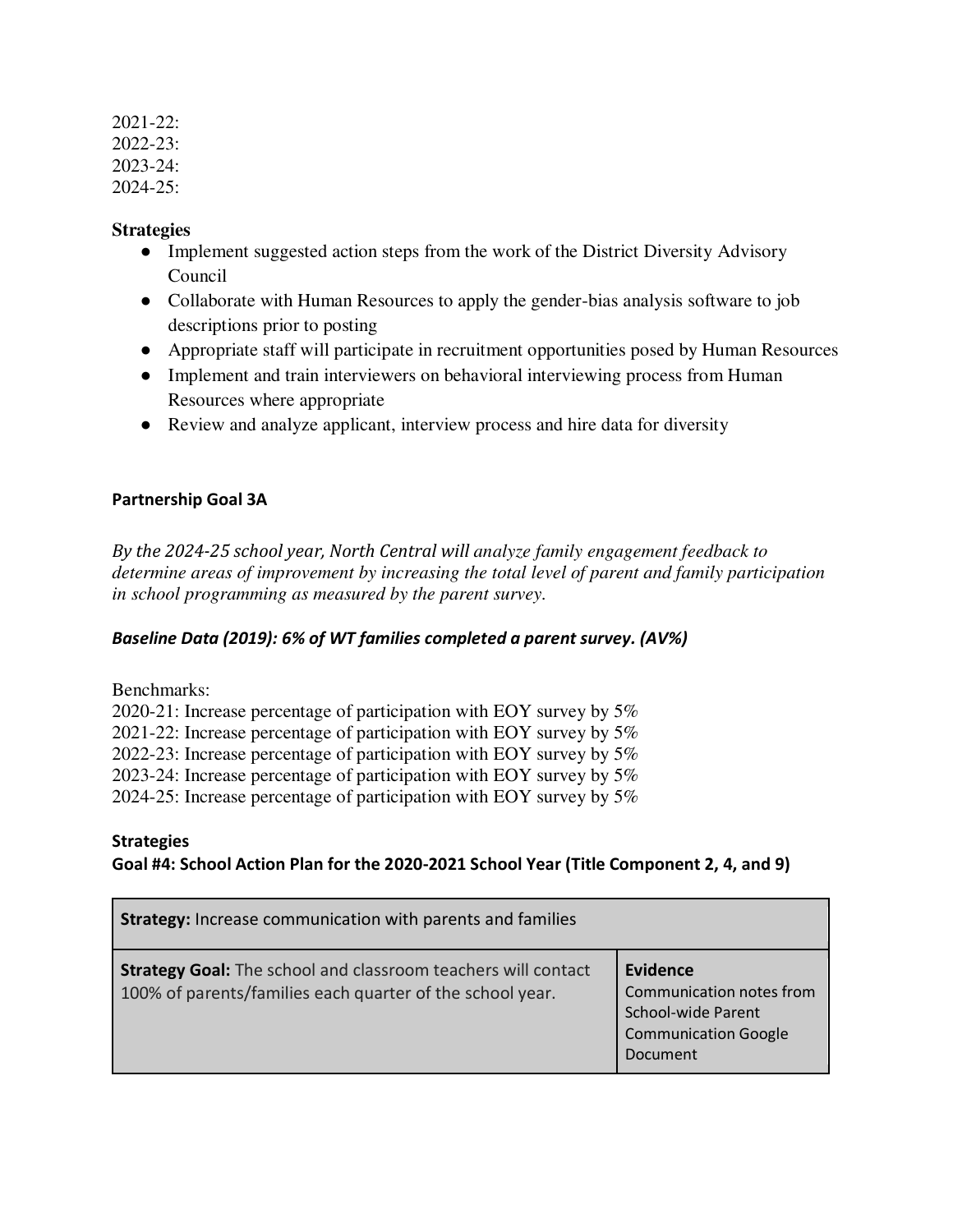2021-22:
2022-23:
2023-24:
2024-25:

**Strategies**

- Implement suggested action steps from the work of the District Diversity Advisory Council
- Collaborate with Human Resources to apply the gender-bias analysis software to job descriptions prior to posting
- Appropriate staff will participate in recruitment opportunities posed by Human Resources
- Implement and train interviewers on behavioral interviewing process from Human Resources where appropriate
- Review and analyze applicant, interview process and hire data for diversity

**Partnership Goal 3A**

*By the 2024-25 school year, North Central will analyze family engagement feedback to determine areas of improvement by increasing the total level of parent and family participation in school programming as measured by the parent survey.*

***Baseline Data (2019): 6% of WT families completed a parent survey. (AV%)***

Benchmarks:
2020-21: Increase percentage of participation with EOY survey by 5%
2021-22: Increase percentage of participation with EOY survey by 5%
2022-23: Increase percentage of participation with EOY survey by 5%
2023-24: Increase percentage of participation with EOY survey by 5%
2024-25: Increase percentage of participation with EOY survey by 5%

**Strategies**
**Goal #4: School Action Plan for the 2020-2021 School Year (Title Component 2, 4, and 9)**

| **Strategy:** Increase communication with parents and families | |
|---|---|
| **Strategy Goal:** The school and classroom teachers will contact 100% of parents/families each quarter of the school year. | **Evidence** Communication notes from School-wide Parent Communication Google Document |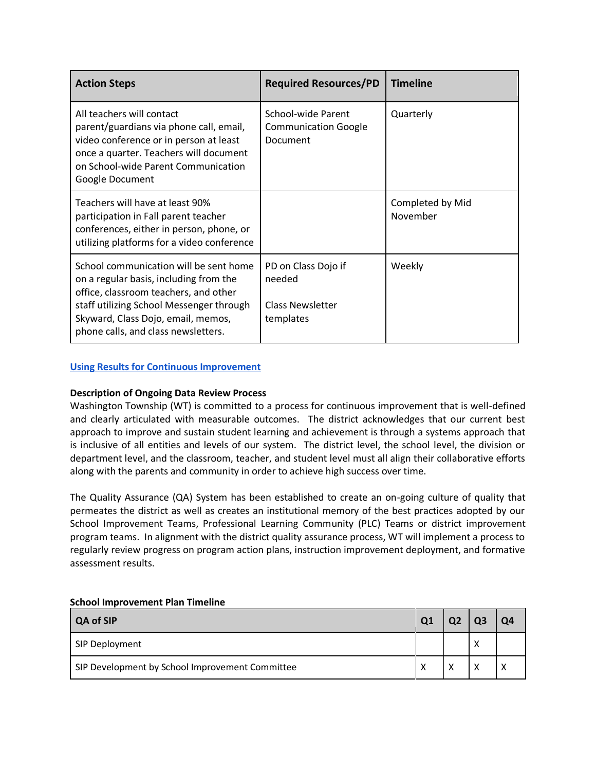| Action Steps | Required Resources/PD | Timeline |
|---|---|---|
| All teachers will contact parent/guardians via phone call, email, video conference or in person at least once a quarter. Teachers will document on School-wide Parent Communication Google Document | School-wide Parent Communication Google Document | Quarterly |
| Teachers will have at least 90% participation in Fall parent teacher conferences, either in person, phone, or utilizing platforms for a video conference | | Completed by Mid November |
| School communication will be sent home on a regular basis, including from the office, classroom teachers, and other staff utilizing School Messenger through Skyward, Class Dojo, email, memos, phone calls, and class newsletters. | PD on Class Dojo if needed<br><br>Class Newsletter templates | Weekly |

## Using Results for Continuous Improvement

**Description of Ongoing Data Review Process**

Washington Township (WT) is committed to a process for continuous improvement that is well-defined and clearly articulated with measurable outcomes. The district acknowledges that our current best approach to improve and sustain student learning and achievement is through a systems approach that is inclusive of all entities and levels of our system. The district level, the school level, the division or department level, and the classroom, teacher, and student level must all align their collaborative efforts along with the parents and community in order to achieve high success over time.

The Quality Assurance (QA) System has been established to create an on-going culture of quality that permeates the district as well as creates an institutional memory of the best practices adopted by our School Improvement Teams, Professional Learning Community (PLC) Teams or district improvement program teams. In alignment with the district quality assurance process, WT will implement a process to regularly review progress on program action plans, instruction improvement deployment, and formative assessment results.

**School Improvement Plan Timeline**

| QA of SIP | Q1 | Q2 | Q3 | Q4 |
|---|---|---|---|---|
| SIP Deployment | | | X | |
| SIP Development by School Improvement Committee | X | X | X | X |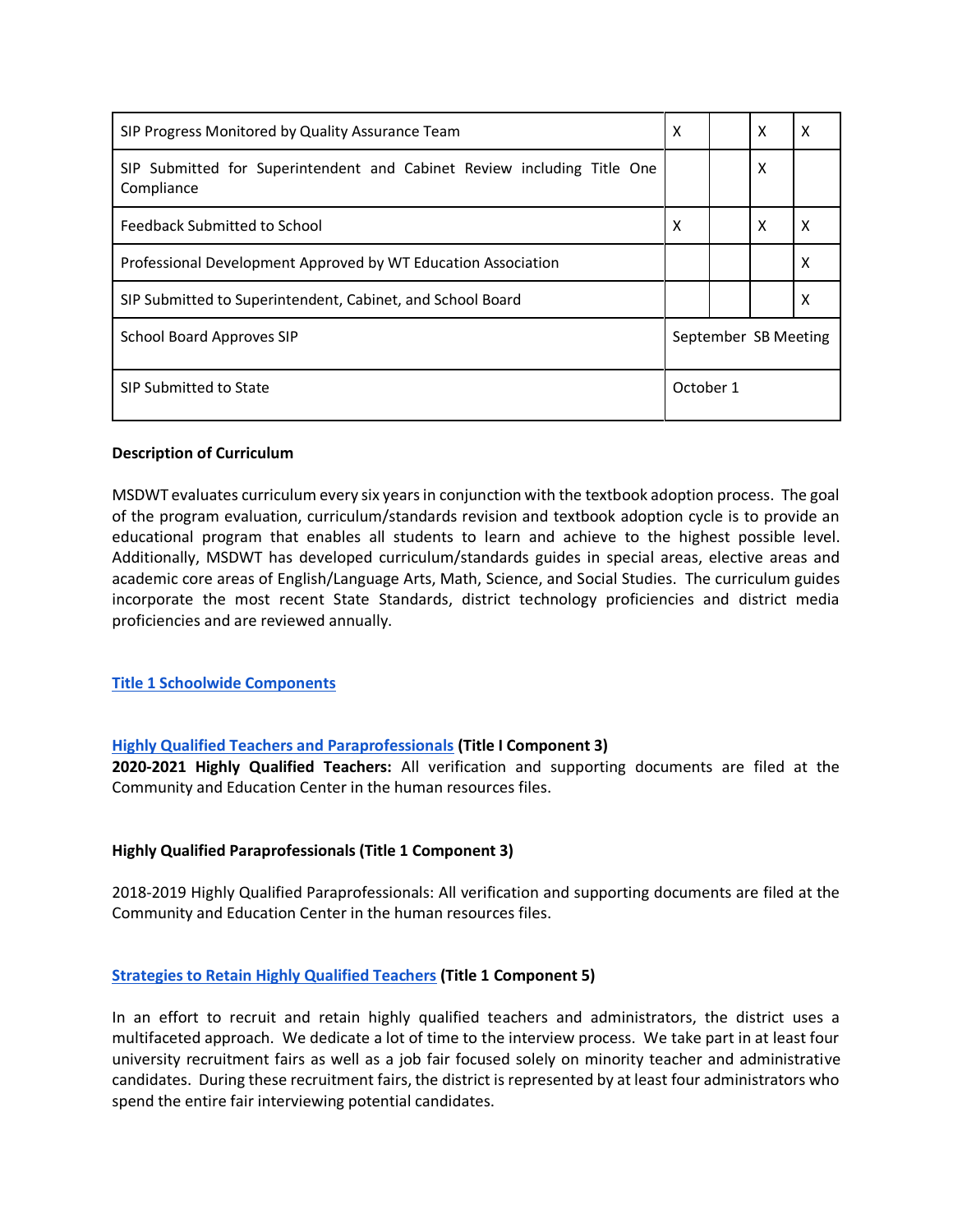| | | | | |
|---|---|---|---|---|
| SIP Progress Monitored by Quality Assurance Team | X | | X | X |
| SIP Submitted for Superintendent and Cabinet Review including Title One Compliance | | | X | |
| Feedback Submitted to School | X | | X | X |
| Professional Development Approved by WT Education Association | | | | X |
| SIP Submitted to Superintendent, Cabinet, and School Board | | | | X |
| School Board Approves SIP | September SB Meeting | | | |
| SIP Submitted to State | October 1 | | | |

**Description of Curriculum**

MSDWT evaluates curriculum every six years in conjunction with the textbook adoption process. The goal of the program evaluation, curriculum/standards revision and textbook adoption cycle is to provide an educational program that enables all students to learn and achieve to the highest possible level. Additionally, MSDWT has developed curriculum/standards guides in special areas, elective areas and academic core areas of English/Language Arts, Math, Science, and Social Studies. The curriculum guides incorporate the most recent State Standards, district technology proficiencies and district media proficiencies and are reviewed annually.

**Title 1 Schoolwide Components**

**Highly Qualified Teachers and Paraprofessionals (Title I Component 3)**
**2020-2021 Highly Qualified Teachers:** All verification and supporting documents are filed at the Community and Education Center in the human resources files.

**Highly Qualified Paraprofessionals (Title 1 Component 3)**

2018-2019 Highly Qualified Paraprofessionals: All verification and supporting documents are filed at the Community and Education Center in the human resources files.

**Strategies to Retain Highly Qualified Teachers (Title 1 Component 5)**

In an effort to recruit and retain highly qualified teachers and administrators, the district uses a multifaceted approach. We dedicate a lot of time to the interview process. We take part in at least four university recruitment fairs as well as a job fair focused solely on minority teacher and administrative candidates. During these recruitment fairs, the district is represented by at least four administrators who spend the entire fair interviewing potential candidates.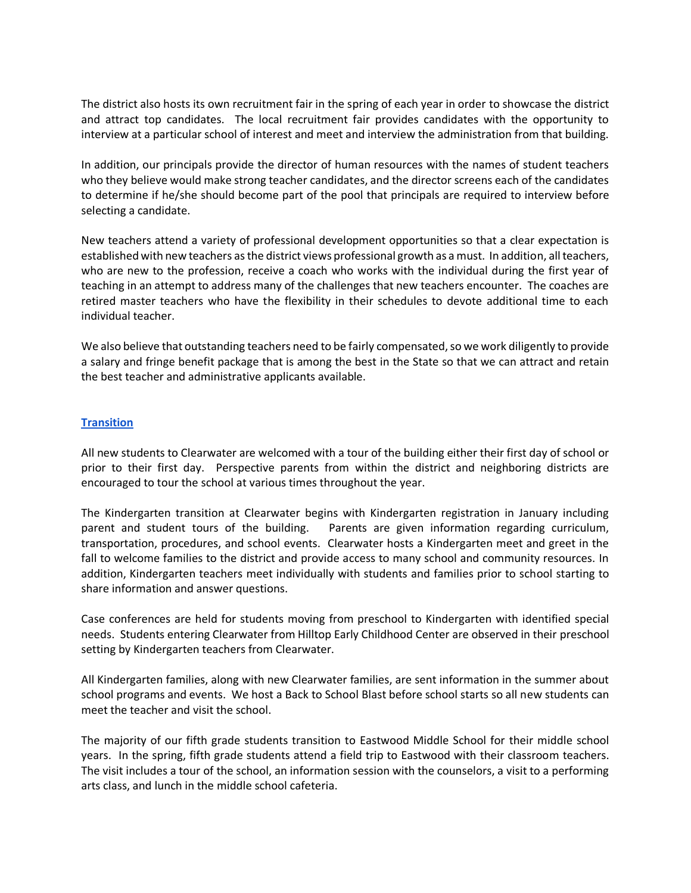The district also hosts its own recruitment fair in the spring of each year in order to showcase the district and attract top candidates. The local recruitment fair provides candidates with the opportunity to interview at a particular school of interest and meet and interview the administration from that building.

In addition, our principals provide the director of human resources with the names of student teachers who they believe would make strong teacher candidates, and the director screens each of the candidates to determine if he/she should become part of the pool that principals are required to interview before selecting a candidate.

New teachers attend a variety of professional development opportunities so that a clear expectation is established with new teachers as the district views professional growth as a must. In addition, all teachers, who are new to the profession, receive a coach who works with the individual during the first year of teaching in an attempt to address many of the challenges that new teachers encounter. The coaches are retired master teachers who have the flexibility in their schedules to devote additional time to each individual teacher.

We also believe that outstanding teachers need to be fairly compensated, so we work diligently to provide a salary and fringe benefit package that is among the best in the State so that we can attract and retain the best teacher and administrative applicants available.

## Transition

All new students to Clearwater are welcomed with a tour of the building either their first day of school or prior to their first day. Perspective parents from within the district and neighboring districts are encouraged to tour the school at various times throughout the year.

The Kindergarten transition at Clearwater begins with Kindergarten registration in January including parent and student tours of the building. Parents are given information regarding curriculum, transportation, procedures, and school events. Clearwater hosts a Kindergarten meet and greet in the fall to welcome families to the district and provide access to many school and community resources. In addition, Kindergarten teachers meet individually with students and families prior to school starting to share information and answer questions.

Case conferences are held for students moving from preschool to Kindergarten with identified special needs. Students entering Clearwater from Hilltop Early Childhood Center are observed in their preschool setting by Kindergarten teachers from Clearwater.

All Kindergarten families, along with new Clearwater families, are sent information in the summer about school programs and events. We host a Back to School Blast before school starts so all new students can meet the teacher and visit the school.

The majority of our fifth grade students transition to Eastwood Middle School for their middle school years. In the spring, fifth grade students attend a field trip to Eastwood with their classroom teachers. The visit includes a tour of the school, an information session with the counselors, a visit to a performing arts class, and lunch in the middle school cafeteria.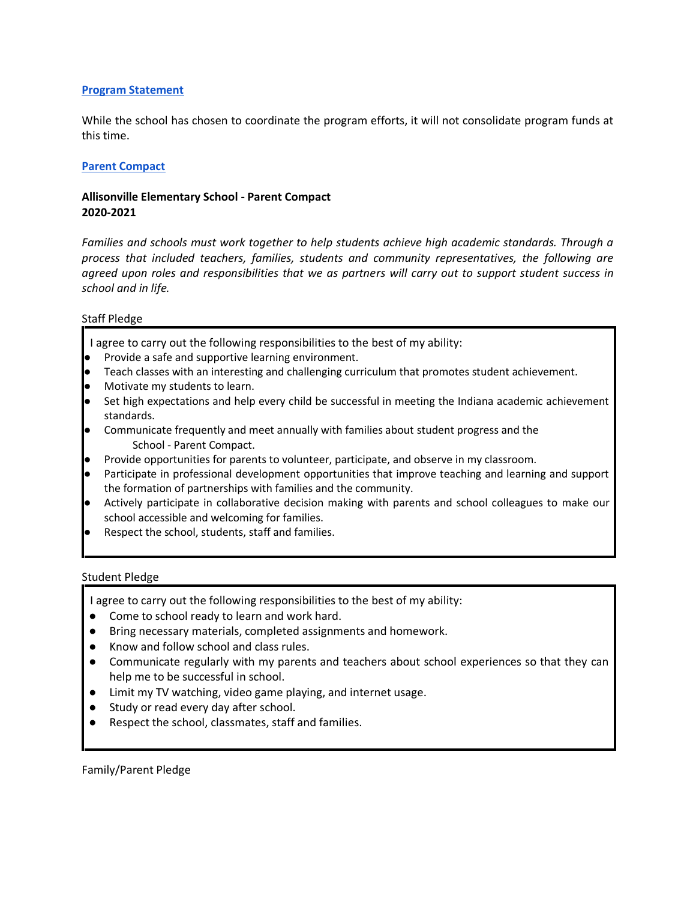**Program Statement**

While the school has chosen to coordinate the program efforts, it will not consolidate program funds at this time.

**Parent Compact**

**Allisonville Elementary School - Parent Compact**
**2020-2021**

*Families and schools must work together to help students achieve high academic standards. Through a process that included teachers, families, students and community representatives, the following are agreed upon roles and responsibilities that we as partners will carry out to support student success in school and in life.*

Staff Pledge

I agree to carry out the following responsibilities to the best of my ability:

- Provide a safe and supportive learning environment.
- Teach classes with an interesting and challenging curriculum that promotes student achievement.
- Motivate my students to learn.
- Set high expectations and help every child be successful in meeting the Indiana academic achievement standards.
- Communicate frequently and meet annually with families about student progress and the School - Parent Compact.
- Provide opportunities for parents to volunteer, participate, and observe in my classroom.
- Participate in professional development opportunities that improve teaching and learning and support the formation of partnerships with families and the community.
- Actively participate in collaborative decision making with parents and school colleagues to make our school accessible and welcoming for families.
- Respect the school, students, staff and families.

Student Pledge

I agree to carry out the following responsibilities to the best of my ability:

- Come to school ready to learn and work hard.
- Bring necessary materials, completed assignments and homework.
- Know and follow school and class rules.
- Communicate regularly with my parents and teachers about school experiences so that they can help me to be successful in school.
- Limit my TV watching, video game playing, and internet usage.
- Study or read every day after school.
- Respect the school, classmates, staff and families.

Family/Parent Pledge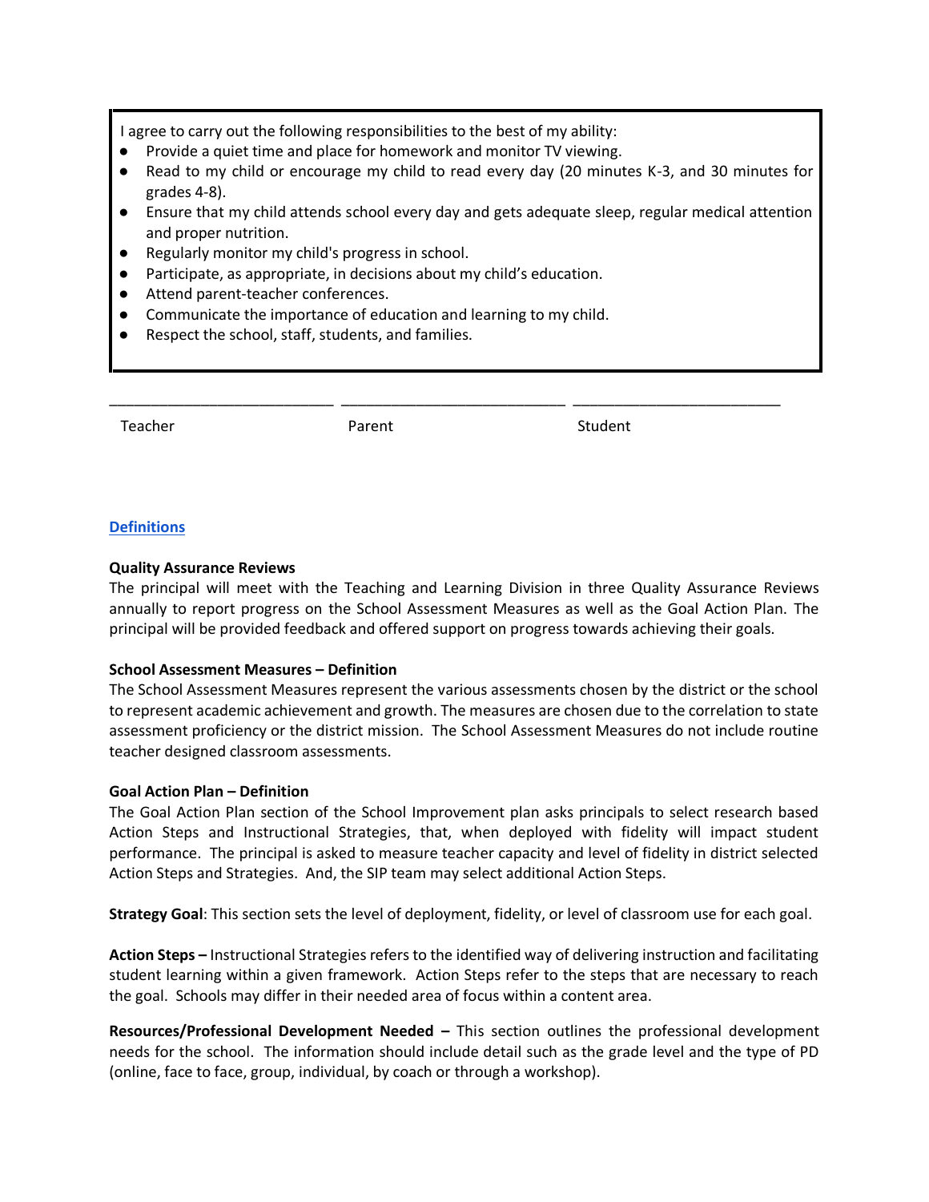I agree to carry out the following responsibilities to the best of my ability:

- Provide a quiet time and place for homework and monitor TV viewing.
- Read to my child or encourage my child to read every day (20 minutes K-3, and 30 minutes for grades 4-8).
- Ensure that my child attends school every day and gets adequate sleep, regular medical attention and proper nutrition.
- Regularly monitor my child's progress in school.
- Participate, as appropriate, in decisions about my child's education.
- Attend parent-teacher conferences.
- Communicate the importance of education and learning to my child.
- Respect the school, staff, students, and families.

| ___________________________ | ___________________________ | _________________________ |
|---|---|---|
| Teacher | Parent | Student |

## Definitions

**Quality Assurance Reviews**
The principal will meet with the Teaching and Learning Division in three Quality Assurance Reviews annually to report progress on the School Assessment Measures as well as the Goal Action Plan. The principal will be provided feedback and offered support on progress towards achieving their goals.

**School Assessment Measures – Definition**
The School Assessment Measures represent the various assessments chosen by the district or the school to represent academic achievement and growth. The measures are chosen due to the correlation to state assessment proficiency or the district mission. The School Assessment Measures do not include routine teacher designed classroom assessments.

**Goal Action Plan – Definition**
The Goal Action Plan section of the School Improvement plan asks principals to select research based Action Steps and Instructional Strategies, that, when deployed with fidelity will impact student performance. The principal is asked to measure teacher capacity and level of fidelity in district selected Action Steps and Strategies. And, the SIP team may select additional Action Steps.

**Strategy Goal**: This section sets the level of deployment, fidelity, or level of classroom use for each goal.

**Action Steps –** Instructional Strategies refers to the identified way of delivering instruction and facilitating student learning within a given framework. Action Steps refer to the steps that are necessary to reach the goal. Schools may differ in their needed area of focus within a content area.

**Resources/Professional Development Needed –** This section outlines the professional development needs for the school. The information should include detail such as the grade level and the type of PD (online, face to face, group, individual, by coach or through a workshop).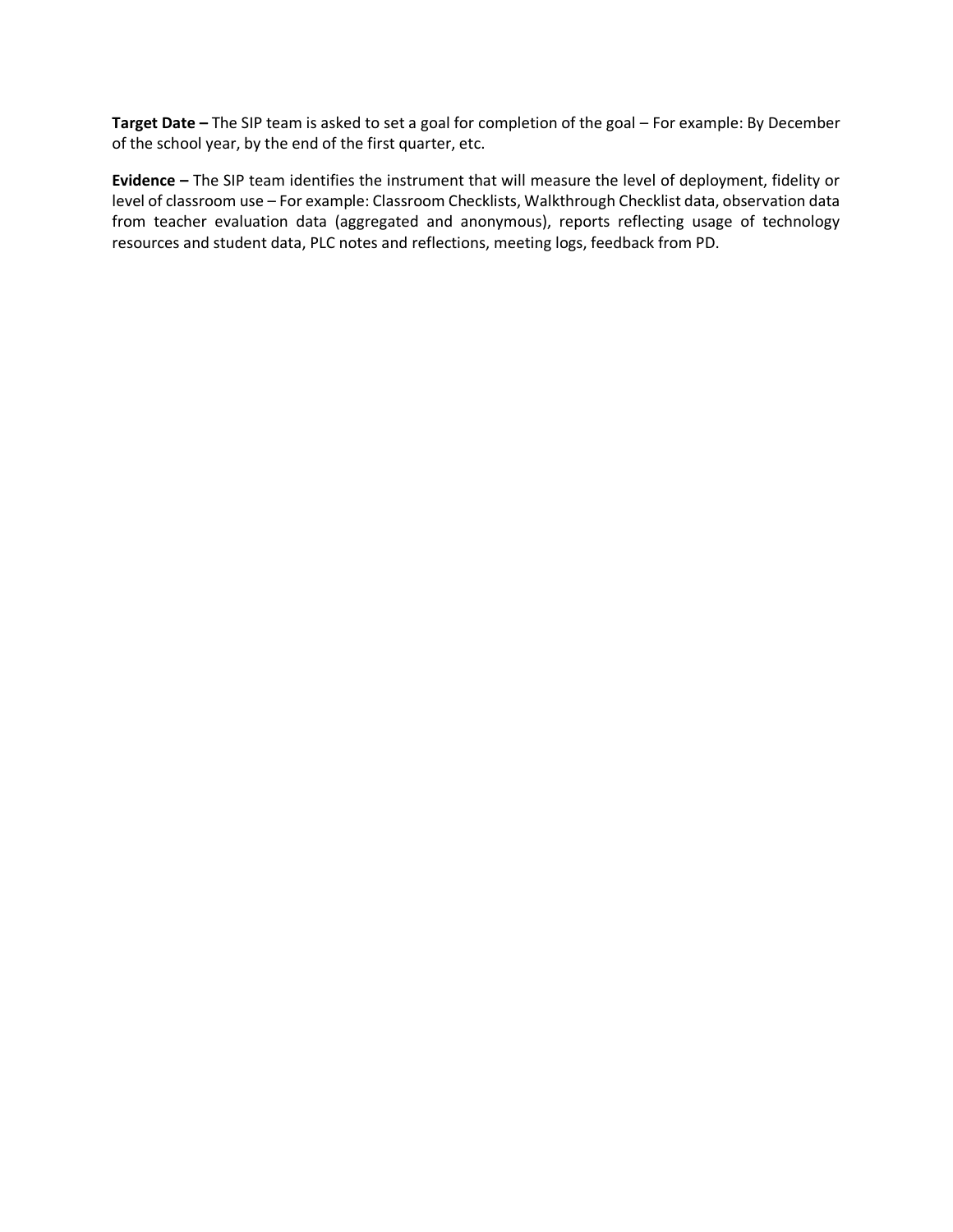**Target Date –** The SIP team is asked to set a goal for completion of the goal – For example: By December of the school year, by the end of the first quarter, etc.

**Evidence –** The SIP team identifies the instrument that will measure the level of deployment, fidelity or level of classroom use – For example: Classroom Checklists, Walkthrough Checklist data, observation data from teacher evaluation data (aggregated and anonymous), reports reflecting usage of technology resources and student data, PLC notes and reflections, meeting logs, feedback from PD.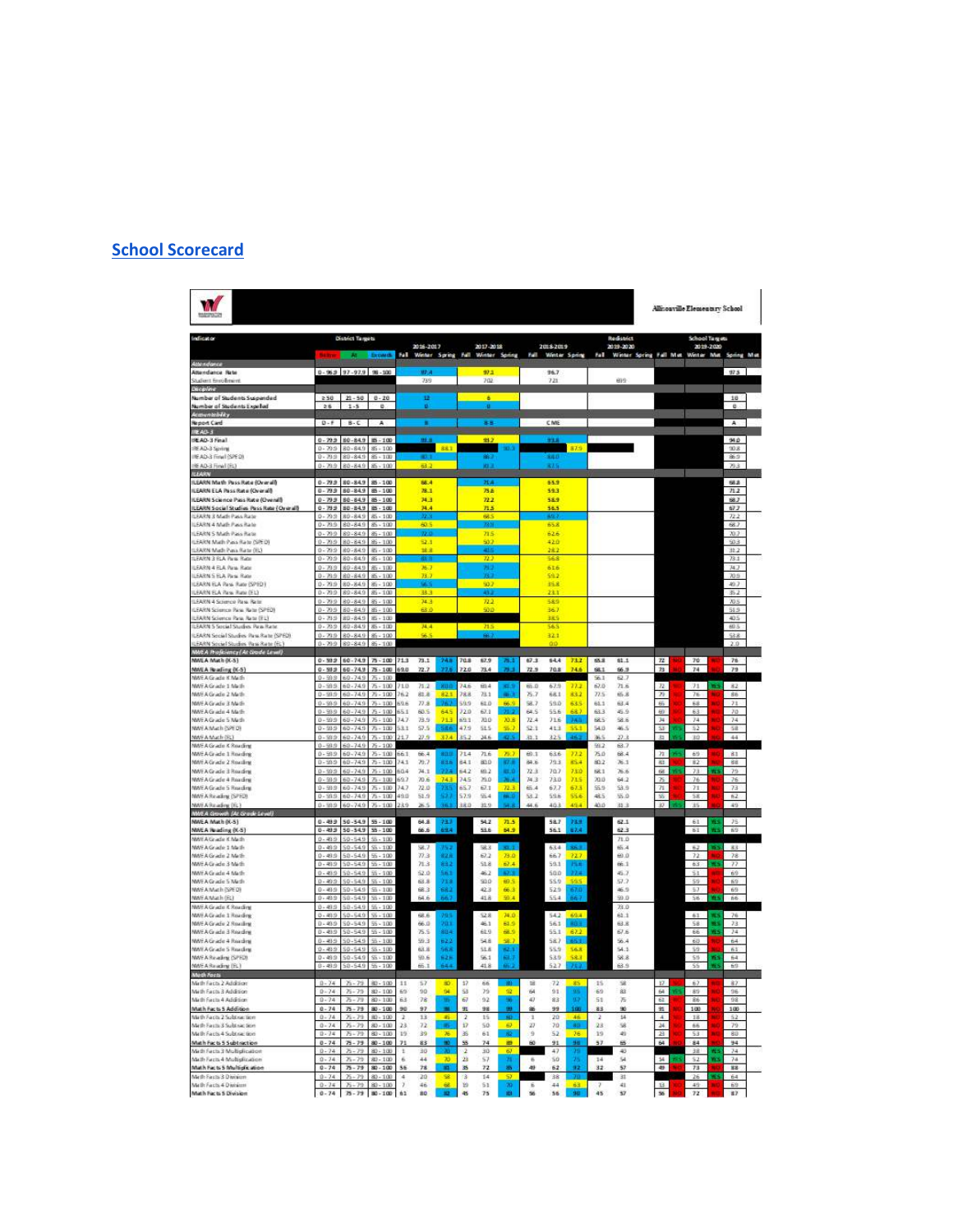## School Scorecard

Allisonville Elementary School

| Indicator | District Targets: Below | At | Exceeds | 2016-2017 Fall | Winter | Spring | 2017-2018 Fall | Winter | Spring | 2018-2019 Fall | Winter | Spring | Redistrict 2019-2020 Fall | Winter | Spring | School Targets 2019-2020 Fall | Met | Winter | Met | Spring | Met |
|---|---|---|---|---|---|---|---|---|---|---|---|---|---|---|---|---|---|---|---|---|---|
| **Attendance** | | | | | | | | | | | | | | | | | | | | | |
| Attendance Rate | 0 - 96.9 | 97 - 97.9 | 98 - 100 | | 97.4 | | | 97.1 | | | 96.7 | | | | | | | | | 97.5 | |
| Student Enrollment | | | | | 739 | | | 702 | | | 721 | | | 609 | | | | | | | |
| **Discipline** | | | | | | | | | | | | | | | | | | | | | |
| Number of Students Suspended | ≥ 50 | 21 - 50 | 0 - 20 | | 12 | | | 6 | | | | | | | | | | | | 10 | |
| Number of Students Expelled | ≥ 6 | 1 - 5 | 0 | | 0 | | | 0 | | | | | | | | | | | | 0 | |
| **Accountability** | | | | | | | | | | | | | | | | | | | | | |
| Report Card | D - F | B - C | A | | B | | | B | | | C ME | | | | | | | | | A | |
| **IREAD-3** | | | | | | | | | | | | | | | | | | | | | |
| IREAD-3 Final | 0 - 79.9 | 80 - 84.9 | 85 - 100 | | 91.8 | | | 93.7 | | | 93.8 | | | | | | | | | 94.0 | |
| IREAD-3 Spring | 0 - 79.9 | 80 - 84.9 | 85 - 100 | | | 84.1 | | | 90.3 | | | 87.9 | | | | | | | | 90.8 | |
| IREAD-3 Final (SPED) | 0 - 79.9 | 80 - 84.9 | 85 - 100 | | 80.1 | | | 86.7 | | | 88.0 | | | | | | | | | 86.0 | |
| IREAD-3 Final (EL) | 0 - 79.9 | 80 - 84.9 | 85 - 100 | | 63.2 | | | 83.3 | | | 87.5 | | | | | | | | | 79.3 | |
| **ILEARN** | | | | | | | | | | | | | | | | | | | | | |
| ILEARN Math Pass Rate (Overall) | 0 - 79.9 | 80 - 84.9 | 85 - 100 | | 68.4 | | | 71.6 | | | 65.9 | | | | | | | | | 68.8 | |
| ILEARN ELA Pass Rate (Overall) | 0 - 79.9 | 80 - 84.9 | 85 - 100 | | 78.1 | | | 75.6 | | | 59.3 | | | | | | | | | 71.2 | |
| ILEARN Science Pass Rate (Overall) | 0 - 79.9 | 80 - 84.9 | 85 - 100 | | 74.3 | | | 72.2 | | | 58.9 | | | | | | | | | 68.7 | |
| ILEARN Social Studies Pass Rate (Overall) | 0 - 79.9 | 80 - 84.9 | 85 - 100 | | 74.4 | | | 71.5 | | | 56.5 | | | | | | | | | 67.7 | |
| ILEARN 3 Math Pass Rate | 0 - 79.9 | 80 - 84.9 | 85 - 100 | | 72.9 | | | 68.5 | | | 69.7 | | | | | | | | | 72.2 | |
| ILEARN 4 Math Pass Rate | 0 - 79.9 | 80 - 84.9 | 85 - 100 | | 60.5 | | | 70.9 | | | 65.8 | | | | | | | | | 68.7 | |
| ILEARN 5 Math Pass Rate | 0 - 79.9 | 80 - 84.9 | 85 - 100 | | 72.0 | | | 71.5 | | | 62.6 | | | | | | | | | 70.2 | |
| ILEARN Math Pass Rate (SPED) | 0 - 79.9 | 80 - 84.9 | 85 - 100 | | 52.1 | | | 50.7 | | | 42.0 | | | | | | | | | 50.3 | |
| ILEARN Math Pass Rate (EL) | 0 - 79.9 | 80 - 84.9 | 85 - 100 | | 38.8 | | | 40.6 | | | 28.2 | | | | | | | | | 31.2 | |
| ILEARN 3 ELA Pass Rate | 0 - 79.9 | 80 - 84.9 | 85 - 100 | | 83.9 | | | 72.7 | | | 56.8 | | | | | | | | | 73.1 | |
| ILEARN 4 ELA Pass Rate | 0 - 79.9 | 80 - 84.9 | 85 - 100 | | 76.7 | | | 79.7 | | | 61.6 | | | | | | | | | 74.7 | |
| ILEARN 5 ELA Pass Rate | 0 - 79.9 | 80 - 84.9 | 85 - 100 | | 73.7 | | | 73.3 | | | 59.2 | | | | | | | | | 70.9 | |
| ILEARN ELA Pass Rate (SPED) | 0 - 79.9 | 80 - 84.9 | 85 - 100 | | 56.5 | | | 50.7 | | | 35.8 | | | | | | | | | 49.7 | |
| ILEARN ELA Pass Rate (EL) | 0 - 79.9 | 80 - 84.9 | 85 - 100 | | 33.3 | | | 43.2 | | | 23.1 | | | | | | | | | 35.2 | |
| ILEARN 4 Science Pass Rate | 0 - 79.9 | 80 - 84.9 | 85 - 100 | | 74.3 | | | 72.2 | | | 58.9 | | | | | | | | | 70.5 | |
| ILEARN Science Pass Rate (SPED) | 0 - 79.9 | 80 - 84.9 | 85 - 100 | | 68.0 | | | 50.0 | | | 36.7 | | | | | | | | | 51.9 | |
| ILEARN Science Pass Rate (EL) | 0 - 79.9 | 80 - 84.9 | 85 - 100 | | | | | | | | 38.5 | | | | | | | | | 40.5 | |
| ILEARN 5 Social Studies Pass Rate | 0 - 79.9 | 80 - 84.9 | 85 - 100 | | 74.4 | | | 71.5 | | | 56.5 | | | | | | | | | 69.5 | |
| ILEARN Social Studies Pass Rate (SPED) | 0 - 79.9 | 80 - 84.9 | 85 - 100 | | 56.5 | | | 66.7 | | | 32.1 | | | | | | | | | 53.8 | |
| ILEARN Social Studies Pass Rate (EL) | 0 - 79.9 | 80 - 84.9 | 85 - 100 | | | | | | | | 0.0 | | | | | | | | | 2.0 | |
| **NWEA Proficiency (At Grade Level)** | | | | | | | | | | | | | | | | | | | | | |
| NWEA Math (K-5) | 0 - 59.9 | 60 - 74.9 | 75 - 100 | 71.3 | 73.1 | 74.6 | 70.8 | 67.9 | 75.3 | 67.3 | 64.4 | 73.2 | 65.8 | 61.1 | | 72 | NO | 70 | NO | 76 | |
| NWEA Reading (K-5) | 0 - 59.9 | 60 - 74.9 | 75 - 100 | 69.0 | 72.7 | 77.6 | 72.0 | 73.4 | 79.3 | 72.9 | 70.8 | 74.6 | 68.1 | 66.9 | | 73 | NO | 74 | NO | 79 | |
| NWEA Grade K Math | 0 - 59.9 | 60 - 74.9 | 75 - 100 | | | | | | | | | | 56.1 | 62.7 | | | | | | | |
| NWEA Grade 1 Math | 0 - 59.9 | 60 - 74.9 | 75 - 100 | 71.0 | 71.2 | 80.0 | 74.6 | 69.4 | 80.9 | 65.0 | 67.9 | 77.2 | 67.0 | 71.6 | | 72 | NO | 71 | YES | 82 | |
| NWEA Grade 2 Math | 0 - 59.9 | 60 - 74.9 | 75 - 100 | 76.2 | 81.8 | 82.1 | 78.8 | 73.1 | 86.3 | 75.7 | 68.1 | 83.2 | 77.5 | 65.8 | | 79 | NO | 76 | NO | 86 | |
| NWEA Grade 3 Math | 0 - 59.9 | 60 - 74.9 | 75 - 100 | 69.6 | 77.8 | 76.7 | 59.9 | 61.0 | 66.9 | 58.7 | 59.0 | 63.5 | 61.1 | 63.4 | | 65 | NO | 68 | NO | 71 | |
| NWEA Grade 4 Math | 0 - 59.9 | 60 - 74.9 | 75 - 100 | 65.1 | 60.5 | 64.5 | 72.0 | 67.1 | 71.2 | 64.5 | 55.6 | 68.7 | 63.3 | 45.9 | | 69 | NO | 63 | NO | 70 | |
| NWEA Grade 5 Math | 0 - 59.9 | 60 - 74.9 | 75 - 100 | 74.7 | 73.9 | 71.3 | 69.1 | 70.0 | 70.8 | 72.4 | 71.6 | 74.6 | 68.5 | 58.6 | | 74 | NO | 74 | NO | 74 | |
| NWEA Math (SPED) | 0 - 59.9 | 60 - 74.9 | 75 - 100 | 53.1 | 57.5 | 58.6 | 47.9 | 51.5 | 55.7 | 52.1 | 41.3 | 55.1 | 54.0 | 46.5 | | 53 | YES | 52 | NO | 58 | |
| NWEA Math (EL) | 0 - 59.9 | 60 - 74.9 | 75 - 100 | 21.7 | 27.9 | 37.4 | 35.2 | 24.6 | 42.1 | 31.1 | 32.5 | 46.2 | 36.5 | 27.3 | | 33 | YES | 30 | NO | 44 | |
| NWEA Grade K Reading | 0 - 59.9 | 60 - 74.9 | 75 - 100 | | | | | | | | | | 59.2 | 63.7 | | | | | | | |
| NWEA Grade 1 Reading | 0 - 59.9 | 60 - 74.9 | 75 - 100 | 66.1 | 66.4 | 80.0 | 71.4 | 71.6 | 79.7 | 69.1 | 63.6 | 77.2 | 75.0 | 68.4 | | 71 | YES | 69 | NO | 83 | |
| NWEA Grade 2 Reading | 0 - 59.9 | 60 - 74.9 | 75 - 100 | 74.1 | 79.7 | 83.6 | 84.1 | 80.0 | 87.8 | 84.6 | 79.3 | 85.4 | 80.2 | 76.1 | | 83 | NO | 82 | NO | 88 | |
| NWEA Grade 3 Reading | 0 - 59.9 | 60 - 74.9 | 75 - 100 | 60.4 | 74.1 | 73.6 | 64.2 | 69.2 | 81.0 | 72.3 | 70.7 | 73.0 | 68.1 | 76.6 | | 68 | YES | 73 | YES | 79 | |
| NWEA Grade 4 Reading | 0 - 59.9 | 60 - 74.9 | 75 - 100 | 69.7 | 70.6 | 74.3 | 74.5 | 76.0 | 76.4 | 74.3 | 73.0 | 73.5 | 70.0 | 64.2 | | 75 | NO | 76 | NO | 76 | |
| NWEA Grade 5 Reading | 0 - 59.9 | 60 - 74.9 | 75 - 100 | 74.7 | 72.0 | 73.5 | 65.7 | 67.1 | 72.3 | 65.4 | 67.7 | 67.3 | 55.9 | 53.9 | | 71 | NO | 71 | NO | 73 | |
| NWEA Reading (SPED) | 0 - 59.9 | 60 - 74.9 | 75 - 100 | 49.0 | 51.9 | 57.7 | 57.9 | 55.4 | 66.0 | 53.2 | 59.6 | 55.6 | 48.5 | 55.0 | | 55 | NO | 58 | NO | 62 | |
| NWEA Reading (EL) | 0 - 59.9 | 60 - 74.9 | 75 - 100 | 23.9 | 26.5 | 36.1 | 38.0 | 31.9 | 34.8 | 44.6 | 40.3 | 45.4 | 40.0 | 31.3 | | 37 | NO | 35 | NO | 49 | |
| **NWEA Growth (At Grade Level)** | | | | | | | | | | | | | | | | | | | | | |
| NWEA Math (K-5) | 0 - 49.9 | 50 - 54.9 | 55 - 100 | | 64.8 | 73.7 | | 54.2 | 71.5 | | 58.7 | 73.9 | | 62.1 | | | | 61 | YES | 75 | |
| NWEA Reading (K-5) | 0 - 49.9 | 50 - 54.9 | 55 - 100 | | 66.6 | 69.4 | | 53.6 | 64.9 | | 56.1 | 67.4 | | 62.3 | | | | 61 | YES | 69 | |
| NWEA Grade K Math | 0 - 49.9 | 50 - 54.9 | 55 - 100 | | | | | | | | | | | 71.0 | | | | | | | |
| NWEA Grade 1 Math | 0 - 49.9 | 50 - 54.9 | 55 - 100 | | 58.7 | 75.2 | | 58.3 | 81.1 | | 63.4 | 86.2 | | 65.4 | | | | 62 | YES | 83 | |
| NWEA Grade 2 Math | 0 - 49.9 | 50 - 54.9 | 55 - 100 | | 77.3 | 82.8 | | 67.2 | 73.0 | | 66.7 | 72.7 | | 69.0 | | | | 72 | NO | 78 | |
| NWEA Grade 3 Math | 0 - 49.9 | 50 - 54.9 | 55 - 100 | | 71.3 | 83.2 | | 53.8 | 67.4 | | 59.1 | 75.6 | | 66.1 | | | | 63 | YES | 77 | |
| NWEA Grade 4 Math | 0 - 49.9 | 50 - 54.9 | 55 - 100 | | 52.0 | 58.3 | | 46.2 | 67.3 | | 50.0 | 72.4 | | 45.7 | | | | 51 | NO | 69 | |
| NWEA Grade 5 Math | 0 - 49.9 | 50 - 54.9 | 55 - 100 | | 61.8 | 73.8 | | 50.0 | 60.5 | | 55.0 | 59.5 | | 57.7 | | | | 59 | NO | 69 | |
| NWEA Math (SPED) | 0 - 49.9 | 50 - 54.9 | 55 - 100 | | 68.3 | 68.2 | | 42.3 | 66.3 | | 52.9 | 67.0 | | 46.9 | | | | 57 | NO | 69 | |
| NWEA Math (EL) | 0 - 49.9 | 50 - 54.9 | 55 - 100 | | 64.6 | 66.7 | | 41.8 | 59.4 | | 55.4 | 66.7 | | 59.0 | | | | 56 | YES | 66 | |
| NWEA Grade K Reading | 0 - 49.9 | 50 - 54.9 | 55 - 100 | | | | | | | | | | | 73.0 | | | | | | | |
| NWEA Grade 1 Reading | 0 - 49.9 | 50 - 54.9 | 55 - 100 | | 68.6 | 79.5 | | 52.8 | 74.0 | | 54.2 | 69.4 | | 61.1 | | | | 61 | YES | 76 | |
| NWEA Grade 2 Reading | 0 - 49.9 | 50 - 54.9 | 55 - 100 | | 66.0 | 70.1 | | 46.1 | 61.9 | | 56.1 | 80.3 | | 63.8 | | | | 58 | YES | 73 | |
| NWEA Grade 3 Reading | 0 - 49.9 | 50 - 54.9 | 55 - 100 | | 75.5 | 80.4 | | 61.9 | 68.9 | | 55.1 | 67.2 | | 67.6 | | | | 66 | YES | 74 | |
| NWEA Grade 4 Reading | 0 - 49.9 | 50 - 54.9 | 55 - 100 | | 59.3 | 62.2 | | 54.8 | 58.7 | | 58.7 | 65.1 | | 56.4 | | | | 60 | NO | 64 | |
| NWEA Grade 5 Reading | 0 - 49.9 | 50 - 54.9 | 55 - 100 | | 63.8 | 56.8 | | 51.8 | 62.1 | | 55.9 | 56.8 | | 54.1 | | | | 59 | NO | 63 | |
| NWEA Reading (SPED) | 0 - 49.9 | 50 - 54.9 | 55 - 100 | | 59.6 | 62.6 | | 56.1 | 60.7 | | 53.0 | 58.3 | | 58.8 | | | | 59 | YES | 64 | |
| NWEA Reading (EL) | 0 - 49.9 | 50 - 54.9 | 55 - 100 | | 65.3 | 64.4 | | 41.8 | 65.2 | | 52.7 | 73.2 | | 63.9 | | | | 55 | YES | 69 | |
| **Math Facts** | | | | | | | | | | | | | | | | | | | | | |
| Math Facts 2 Addition | 0 - 74 | 75 - 79 | 80 - 100 | 11 | 57 | 80 | 17 | 66 | 80 | 18 | 72 | 85 | 15 | 58 | | 17 | NO | 67 | NO | 87 | |
| Math Facts 3 Addition | 0 - 74 | 75 - 79 | 80 - 100 | 69 | 90 | 94 | 53 | 79 | 92 | 64 | 91 | 96 | 69 | 83 | | 64 | YES | 89 | NO | 96 | |
| Math Facts 4 Addition | 0 - 74 | 75 - 79 | 80 - 100 | 63 | 78 | 95 | 67 | 92 | 96 | 47 | 83 | 97 | 51 | 75 | | 61 | NO | 86 | NO | 98 | |
| Math Facts 5 Addition | 0 - 74 | 75 - 79 | 80 - 100 | 90 | 97 | 98 | 91 | 98 | 99 | 86 | 99 | 100 | 83 | 90 | | 91 | NO | 100 | NO | 100 | |
| Math Facts 2 Subtraction | 0 - 74 | 75 - 79 | 80 - 100 | 2 | 13 | 45 | 2 | 15 | 60 | 3 | 20 | 46 | 2 | 14 | | 4 | NO | 18 | NO | 52 | |
| Math Facts 3 Subtraction | 0 - 74 | 75 - 79 | 80 - 100 | 23 | 72 | 85 | 17 | 50 | 67 | 27 | 70 | 80 | 23 | 58 | | 24 | NO | 66 | NO | 79 | |
| Math Facts 4 Subtraction | 0 - 74 | 75 - 79 | 80 - 100 | 15 | 39 | 76 | 35 | 61 | 82 | 9 | 52 | 76 | 19 | 49 | | 23 | NO | 53 | NO | 80 | |
| Math Facts 5 Subtraction | 0 - 74 | 75 - 79 | 80 - 100 | 71 | 83 | 90 | 55 | 74 | 89 | 60 | 91 | 98 | 57 | 65 | | 64 | NO | 84 | NO | 94 | |
| Math Facts 3 Multiplication | 0 - 74 | 75 - 79 | 80 - 100 | 1 | 30 | 70 | 2 | 30 | 67 | | 47 | 79 | | 40 | | | | 38 | YES | 74 | |
| Math Facts 4 Multiplication | 0 - 74 | 75 - 79 | 80 - 100 | 6 | 44 | 70 | 23 | 57 | 71 | 6 | 50 | 75 | 14 | 54 | | 14 | YES | 52 | YES | 74 | |
| Math Facts 5 Multiplication | 0 - 74 | 75 - 79 | 80 - 100 | 56 | 78 | 83 | 35 | 72 | 85 | 49 | 62 | 92 | 32 | 57 | | 49 | NO | 73 | NO | 88 | |
| Math Facts 3 Division | 0 - 74 | 75 - 79 | 80 - 100 | 4 | 20 | 58 | 3 | 14 | 57 | | 38 | 70 | | 31 | | | | 26 | YES | 64 | |
| Math Facts 4 Division | 0 - 74 | 75 - 79 | 80 - 100 | 7 | 46 | 68 | 19 | 51 | 70 | 6 | 44 | 63 | 7 | 41 | | 32 | NO | 49 | NO | 69 | |
| Math Facts 5 Division | 0 - 74 | 75 - 79 | 80 - 100 | 61 | 80 | 82 | 45 | 75 | 83 | 56 | 56 | 90 | 45 | 57 | | 56 | NO | 72 | NO | 87 | |